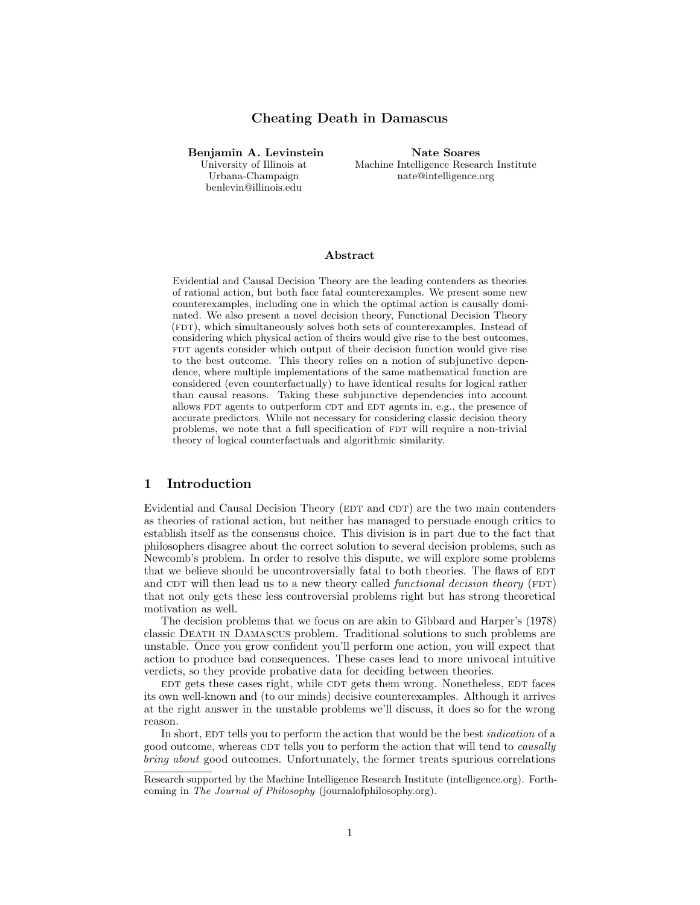# Cheating Death in Damascus

**Benjamin A. Levinstein**
University of Illinois at Urbana-Champaign
benlevin@illinois.edu

**Nate Soares**
Machine Intelligence Research Institute
nate@intelligence.org

### Abstract

Evidential and Causal Decision Theory are the leading contenders as theories of rational action, but both face fatal counterexamples. We present some new counterexamples, including one in which the optimal action is causally dominated. We also present a novel decision theory, Functional Decision Theory (FDT), which simultaneously solves both sets of counterexamples. Instead of considering which physical action of theirs would give rise to the best outcomes, FDT agents consider which output of their decision function would give rise to the best outcome. This theory relies on a notion of subjunctive dependence, where multiple implementations of the same mathematical function are considered (even counterfactually) to have identical results for logical rather than causal reasons. Taking these subjunctive dependencies into account allows FDT agents to outperform CDT and EDT agents in, e.g., the presence of accurate predictors. While not necessary for considering classic decision theory problems, we note that a full specification of FDT will require a non-trivial theory of logical counterfactuals and algorithmic similarity.

## 1 Introduction

Evidential and Causal Decision Theory (EDT and CDT) are the two main contenders as theories of rational action, but neither has managed to persuade enough critics to establish itself as the consensus choice. This division is in part due to the fact that philosophers disagree about the correct solution to several decision problems, such as Newcomb's problem. In order to resolve this dispute, we will explore some problems that we believe should be uncontroversially fatal to both theories. The flaws of EDT and CDT will then lead us to a new theory called *functional decision theory* (FDT) that not only gets these less controversial problems right but has strong theoretical motivation as well.

The decision problems that we focus on are akin to Gibbard and Harper's (1978) classic Death in Damascus problem. Traditional solutions to such problems are unstable. Once you grow confident you'll perform one action, you will expect that action to produce bad consequences. These cases lead to more univocal intuitive verdicts, so they provide probative data for deciding between theories.

EDT gets these cases right, while CDT gets them wrong. Nonetheless, EDT faces its own well-known and (to our minds) decisive counterexamples. Although it arrives at the right answer in the unstable problems we'll discuss, it does so for the wrong reason.

In short, EDT tells you to perform the action that would be the best *indication* of a good outcome, whereas CDT tells you to perform the action that will tend to *causally bring about* good outcomes. Unfortunately, the former treats spurious correlations

---

Research supported by the Machine Intelligence Research Institute (intelligence.org). Forthcoming in *The Journal of Philosophy* (journalofphilosophy.org).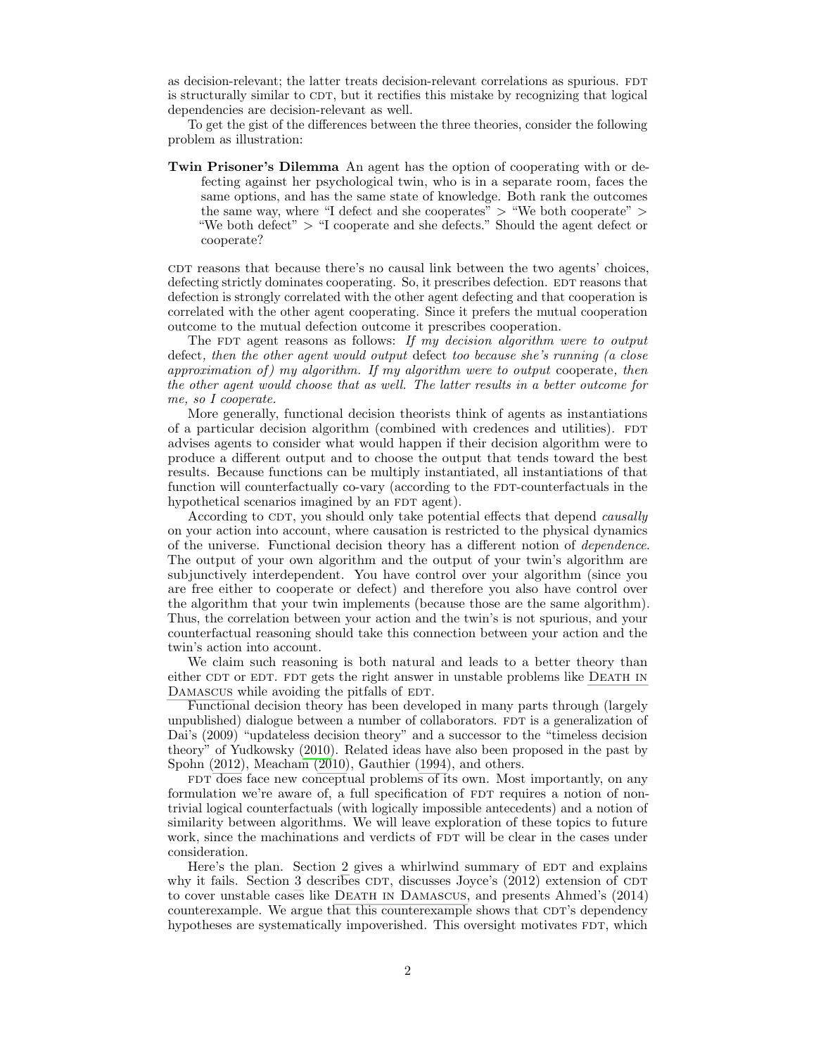as decision-relevant; the latter treats decision-relevant correlations as spurious. FDT is structurally similar to CDT, but it rectifies this mistake by recognizing that logical dependencies are decision-relevant as well.

To get the gist of the differences between the three theories, consider the following problem as illustration:

**Twin Prisoner's Dilemma** An agent has the option of cooperating with or defecting against her psychological twin, who is in a separate room, faces the same options, and has the same state of knowledge. Both rank the outcomes the same way, where "I defect and she cooperates" > "We both cooperate" > "We both defect" > "I cooperate and she defects." Should the agent defect or cooperate?

CDT reasons that because there's no causal link between the two agents' choices, defecting strictly dominates cooperating. So, it prescribes defection. EDT reasons that defection is strongly correlated with the other agent defecting and that cooperation is correlated with the other agent cooperating. Since it prefers the mutual cooperation outcome to the mutual defection outcome it prescribes cooperation.

The FDT agent reasons as follows: *If my decision algorithm were to output* defect*, then the other agent would output* defect *too because she's running (a close approximation of) my algorithm. If my algorithm were to output* cooperate*, then the other agent would choose that as well. The latter results in a better outcome for me, so I cooperate.*

More generally, functional decision theorists think of agents as instantiations of a particular decision algorithm (combined with credences and utilities). FDT advises agents to consider what would happen if their decision algorithm were to produce a different output and to choose the output that tends toward the best results. Because functions can be multiply instantiated, all instantiations of that function will counterfactually co-vary (according to the FDT-counterfactuals in the hypothetical scenarios imagined by an FDT agent).

According to CDT, you should only take potential effects that depend *causally* on your action into account, where causation is restricted to the physical dynamics of the universe. Functional decision theory has a different notion of *dependence*. The output of your own algorithm and the output of your twin's algorithm are subjunctively interdependent. You have control over your algorithm (since you are free either to cooperate or defect) and therefore you also have control over the algorithm that your twin implements (because those are the same algorithm). Thus, the correlation between your action and the twin's is not spurious, and your counterfactual reasoning should take this connection between your action and the twin's action into account.

We claim such reasoning is both natural and leads to a better theory than either CDT or EDT. FDT gets the right answer in unstable problems like DEATH IN DAMASCUS while avoiding the pitfalls of EDT.

Functional decision theory has been developed in many parts through (largely unpublished) dialogue between a number of collaborators. FDT is a generalization of Dai's (2009) "updateless decision theory" and a successor to the "timeless decision theory" of Yudkowsky (2010). Related ideas have also been proposed in the past by Spohn (2012), Meacham (2010), Gauthier (1994), and others.

FDT does face new conceptual problems of its own. Most importantly, on any formulation we're aware of, a full specification of FDT requires a notion of non-trivial logical counterfactuals (with logically impossible antecedents) and a notion of similarity between algorithms. We will leave exploration of these topics to future work, since the machinations and verdicts of FDT will be clear in the cases under consideration.

Here's the plan. Section 2 gives a whirlwind summary of EDT and explains why it fails. Section 3 describes CDT, discusses Joyce's (2012) extension of CDT to cover unstable cases like DEATH IN DAMASCUS, and presents Ahmed's (2014) counterexample. We argue that this counterexample shows that CDT's dependency hypotheses are systematically impoverished. This oversight motivates FDT, which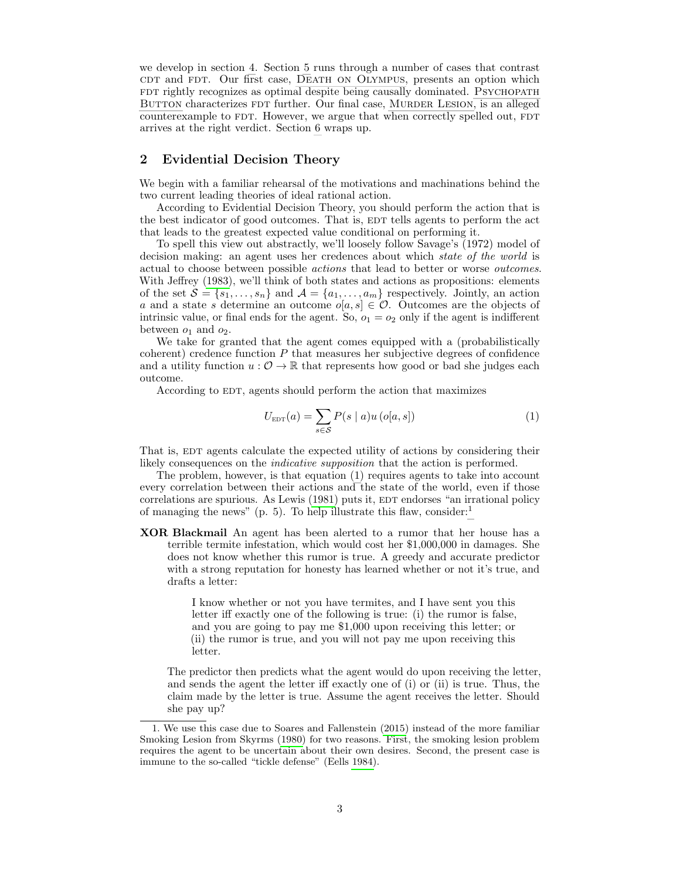we develop in section 4. Section 5 runs through a number of cases that contrast CDT and FDT. Our first case, Death on Olympus, presents an option which FDT rightly recognizes as optimal despite being causally dominated. Psychopath Button characterizes FDT further. Our final case, Murder Lesion, is an alleged counterexample to FDT. However, we argue that when correctly spelled out, FDT arrives at the right verdict. Section 6 wraps up.

## 2 Evidential Decision Theory

We begin with a familiar rehearsal of the motivations and machinations behind the two current leading theories of ideal rational action.

According to Evidential Decision Theory, you should perform the action that is the best indicator of good outcomes. That is, EDT tells agents to perform the act that leads to the greatest expected value conditional on performing it.

To spell this view out abstractly, we'll loosely follow Savage's (1972) model of decision making: an agent uses her credences about which *state of the world* is actual to choose between possible *actions* that lead to better or worse *outcomes*. With Jeffrey (1983), we'll think of both states and actions as propositions: elements of the set $\mathcal{S} = \{s_1, \ldots, s_n\}$ and $\mathcal{A} = \{a_1, \ldots, a_m\}$ respectively. Jointly, an action $a$ and a state $s$ determine an outcome $o[a, s] \in \mathcal{O}$. Outcomes are the objects of intrinsic value, or final ends for the agent. So, $o_1 = o_2$ only if the agent is indifferent between $o_1$ and $o_2$.

We take for granted that the agent comes equipped with a (probabilistically coherent) credence function $P$ that measures her subjective degrees of confidence and a utility function $u : \mathcal{O} \to \mathbb{R}$ that represents how good or bad she judges each outcome.

According to EDT, agents should perform the action that maximizes

$$U_{\text{EDT}}(a) = \sum_{s \in \mathcal{S}} P(s \mid a) u\left(o[a, s]\right) \tag{1}$$

That is, EDT agents calculate the expected utility of actions by considering their likely consequences on the *indicative supposition* that the action is performed.

The problem, however, is that equation (1) requires agents to take into account every correlation between their actions and the state of the world, even if those correlations are spurious. As Lewis (1981) puts it, EDT endorses "an irrational policy of managing the news" (p. 5). To help illustrate this flaw, consider:[1]

**XOR Blackmail** An agent has been alerted to a rumor that her house has a terrible termite infestation, which would cost her \$1,000,000 in damages. She does not know whether this rumor is true. A greedy and accurate predictor with a strong reputation for honesty has learned whether or not it's true, and drafts a letter:

> I know whether or not you have termites, and I have sent you this letter iff exactly one of the following is true: (i) the rumor is false, and you are going to pay me \$1,000 upon receiving this letter; or (ii) the rumor is true, and you will not pay me upon receiving this letter.

The predictor then predicts what the agent would do upon receiving the letter, and sends the agent the letter iff exactly one of (i) or (ii) is true. Thus, the claim made by the letter is true. Assume the agent receives the letter. Should she pay up?

1. We use this case due to Soares and Fallenstein (2015) instead of the more familiar Smoking Lesion from Skyrms (1980) for two reasons. First, the smoking lesion problem requires the agent to be uncertain about their own desires. Second, the present case is immune to the so-called "tickle defense" (Eells 1984).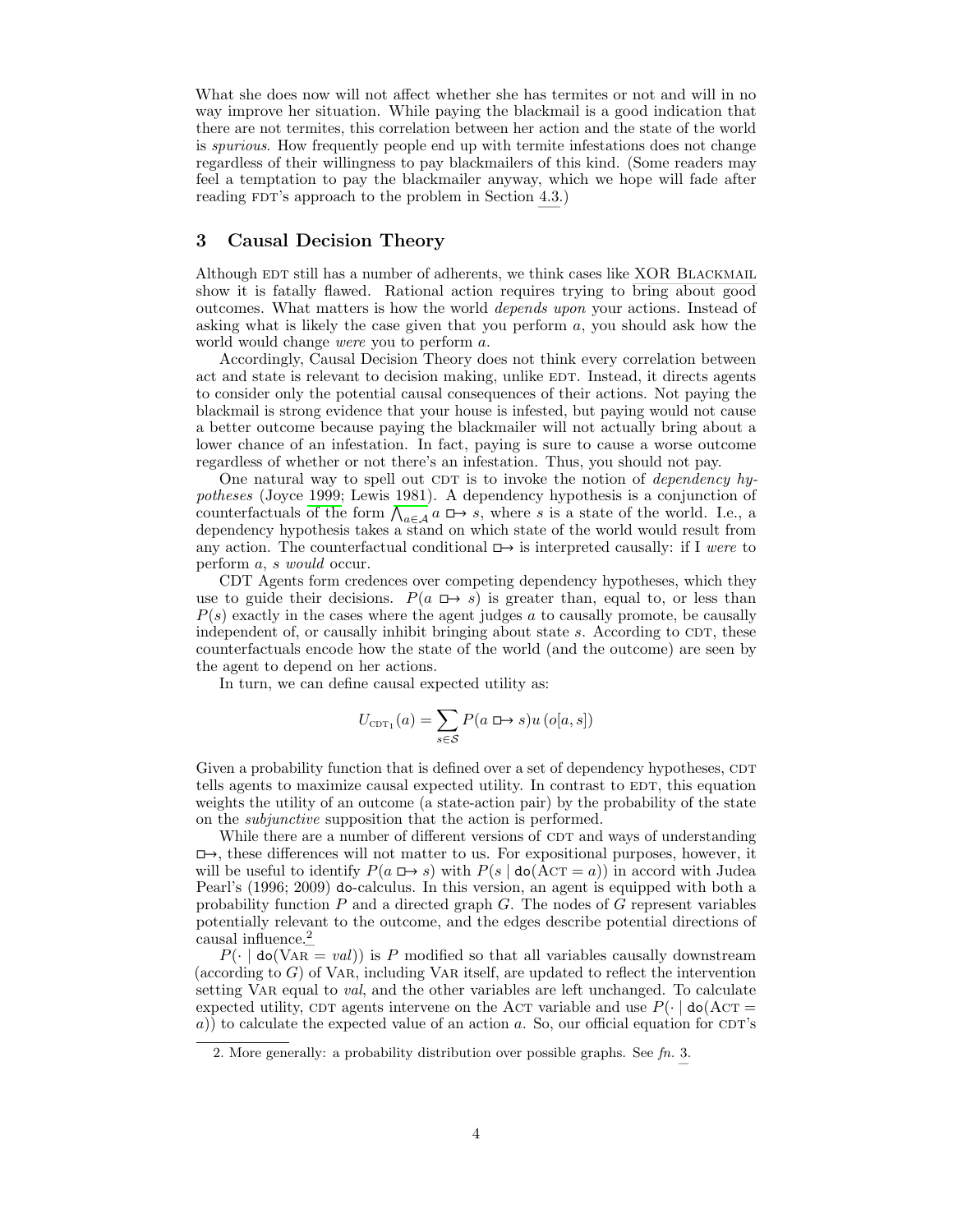What she does now will not affect whether she has termites or not and will in no way improve her situation. While paying the blackmail is a good indication that there are not termites, this correlation between her action and the state of the world is *spurious*. How frequently people end up with termite infestations does not change regardless of their willingness to pay blackmailers of this kind. (Some readers may feel a temptation to pay the blackmailer anyway, which we hope will fade after reading FDT's approach to the problem in Section 4.3.)

## 3 Causal Decision Theory

Although EDT still has a number of adherents, we think cases like XOR BLACKMAIL show it is fatally flawed. Rational action requires trying to bring about good outcomes. What matters is how the world *depends upon* your actions. Instead of asking what is likely the case given that you perform $a$, you should ask how the world would change *were* you to perform $a$.

Accordingly, Causal Decision Theory does not think every correlation between act and state is relevant to decision making, unlike EDT. Instead, it directs agents to consider only the potential causal consequences of their actions. Not paying the blackmail is strong evidence that your house is infested, but paying would not cause a better outcome because paying the blackmailer will not actually bring about a lower chance of an infestation. In fact, paying is sure to cause a worse outcome regardless of whether or not there's an infestation. Thus, you should not pay.

One natural way to spell out CDT is to invoke the notion of *dependency hypotheses* (Joyce 1999; Lewis 1981). A dependency hypothesis is a conjunction of counterfactuals of the form $\bigwedge_{a \in \mathcal{A}} a \mathrel{\Box\!\!\rightarrow} s$, where $s$ is a state of the world. I.e., a dependency hypothesis takes a stand on which state of the world would result from any action. The counterfactual conditional $\mathrel{\Box\!\!\rightarrow}$ is interpreted causally: if I *were* to perform $a$, $s$ *would* occur.

CDT Agents form credences over competing dependency hypotheses, which they use to guide their decisions. $P(a \mathrel{\Box\!\!\rightarrow} s)$ is greater than, equal to, or less than $P(s)$ exactly in the cases where the agent judges $a$ to causally promote, be causally independent of, or causally inhibit bringing about state $s$. According to CDT, these counterfactuals encode how the state of the world (and the outcome) are seen by the agent to depend on her actions.

In turn, we can define causal expected utility as:

$$U_{\text{CDT}_1}(a) = \sum_{s \in \mathcal{S}} P(a \mathrel{\Box\!\!\rightarrow} s) u\left(o[a, s]\right)$$

Given a probability function that is defined over a set of dependency hypotheses, CDT tells agents to maximize causal expected utility. In contrast to EDT, this equation weights the utility of an outcome (a state-action pair) by the probability of the state on the *subjunctive* supposition that the action is performed.

While there are a number of different versions of CDT and ways of understanding $\mathrel{\Box\!\!\rightarrow}$, these differences will not matter to us. For expositional purposes, however, it will be useful to identify $P(a \mathrel{\Box\!\!\rightarrow} s)$ with $P(s \mid \mathsf{do}(\text{ACT} = a))$ in accord with Judea Pearl's (1996; 2009) do-calculus. In this version, an agent is equipped with both a probability function $P$ and a directed graph $G$. The nodes of $G$ represent variables potentially relevant to the outcome, and the edges describe potential directions of causal influence.[2]

$P(\cdot \mid \mathsf{do}(\text{VAR} = val))$ is $P$ modified so that all variables causally downstream (according to $G$) of VAR, including VAR itself, are updated to reflect the intervention setting VAR equal to $val$, and the other variables are left unchanged. To calculate expected utility, CDT agents intervene on the ACT variable and use $P(\cdot \mid \mathsf{do}(\text{ACT} = a))$ to calculate the expected value of an action $a$. So, our official equation for CDT's

2. More generally: a probability distribution over possible graphs. See *fn.* 3.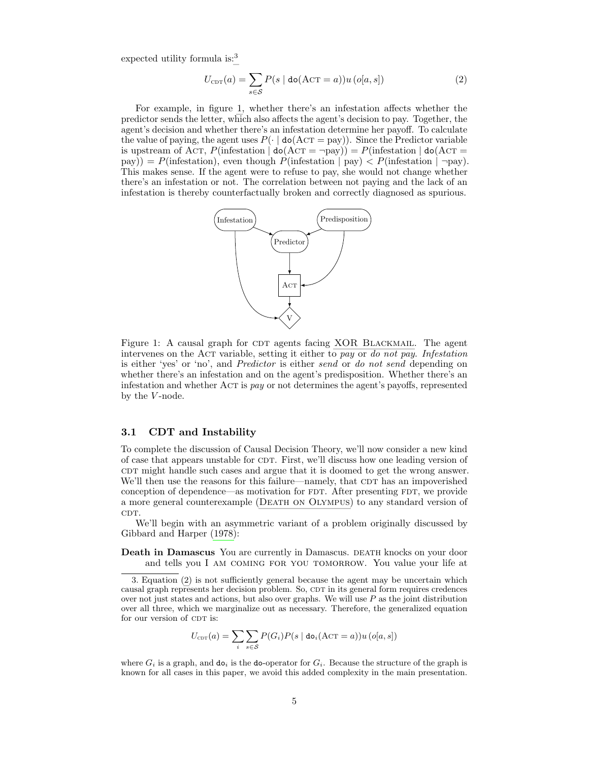expected utility formula is:[3]

$$U_{\text{CDT}}(a) = \sum_{s \in \mathcal{S}} P(s \mid \mathtt{do}(\text{Act} = a))u\,(o[a, s]) \tag{2}$$

For example, in figure 1, whether there's an infestation affects whether the predictor sends the letter, which also affects the agent's decision to pay. Together, the agent's decision and whether there's an infestation determine her payoff. To calculate the value of paying, the agent uses $P(\cdot \mid \mathtt{do}(\text{Act} = \text{pay}))$. Since the Predictor variable is upstream of Act, $P(\text{infestation} \mid \mathtt{do}(\text{Act} = \neg\text{pay})) = P(\text{infestation} \mid \mathtt{do}(\text{Act} = \text{pay})) = P(\text{infestation})$, even though $P(\text{infestation} \mid \text{pay}) < P(\text{infestation} \mid \neg\text{pay})$. This makes sense. If the agent were to refuse to pay, she would not change whether there's an infestation or not. The correlation between not paying and the lack of an infestation is thereby counterfactually broken and correctly diagnosed as spurious.

Figure 1: A causal graph for CDT agents facing XOR Blackmail. The agent intervenes on the Act variable, setting it either to *pay* or *do not pay*. *Infestation* is either 'yes' or 'no', and *Predictor* is either *send* or *do not send* depending on whether there's an infestation and on the agent's predisposition. Whether there's an infestation and whether Act is *pay* or not determines the agent's payoffs, represented by the $V$-node.

### 3.1 CDT and Instability

To complete the discussion of Causal Decision Theory, we'll now consider a new kind of case that appears unstable for CDT. First, we'll discuss how one leading version of CDT might handle such cases and argue that it is doomed to get the wrong answer. We'll then use the reasons for this failure—namely, that CDT has an impoverished conception of dependence—as motivation for FDT. After presenting FDT, we provide a more general counterexample (Death on Olympus) to any standard version of CDT.

We'll begin with an asymmetric variant of a problem originally discussed by Gibbard and Harper (1978):

**Death in Damascus** You are currently in Damascus. DEATH knocks on your door and tells you I AM COMING FOR YOU TOMORROW. You value your life at

3. Equation (2) is not sufficiently general because the agent may be uncertain which causal graph represents her decision problem. So, CDT in its general form requires credences over not just states and actions, but also over graphs. We will use $P$ as the joint distribution over all three, which we marginalize out as necessary. Therefore, the generalized equation for our version of CDT is:

$$U_{\text{CDT}}(a) = \sum_i \sum_{s \in \mathcal{S}} P(G_i) P(s \mid \mathtt{do}_i(\text{Act} = a))u\,(o[a, s])$$

where $G_i$ is a graph, and $\mathtt{do}_i$ is the $\mathtt{do}$-operator for $G_i$. Because the structure of the graph is known for all cases in this paper, we avoid this added complexity in the main presentation.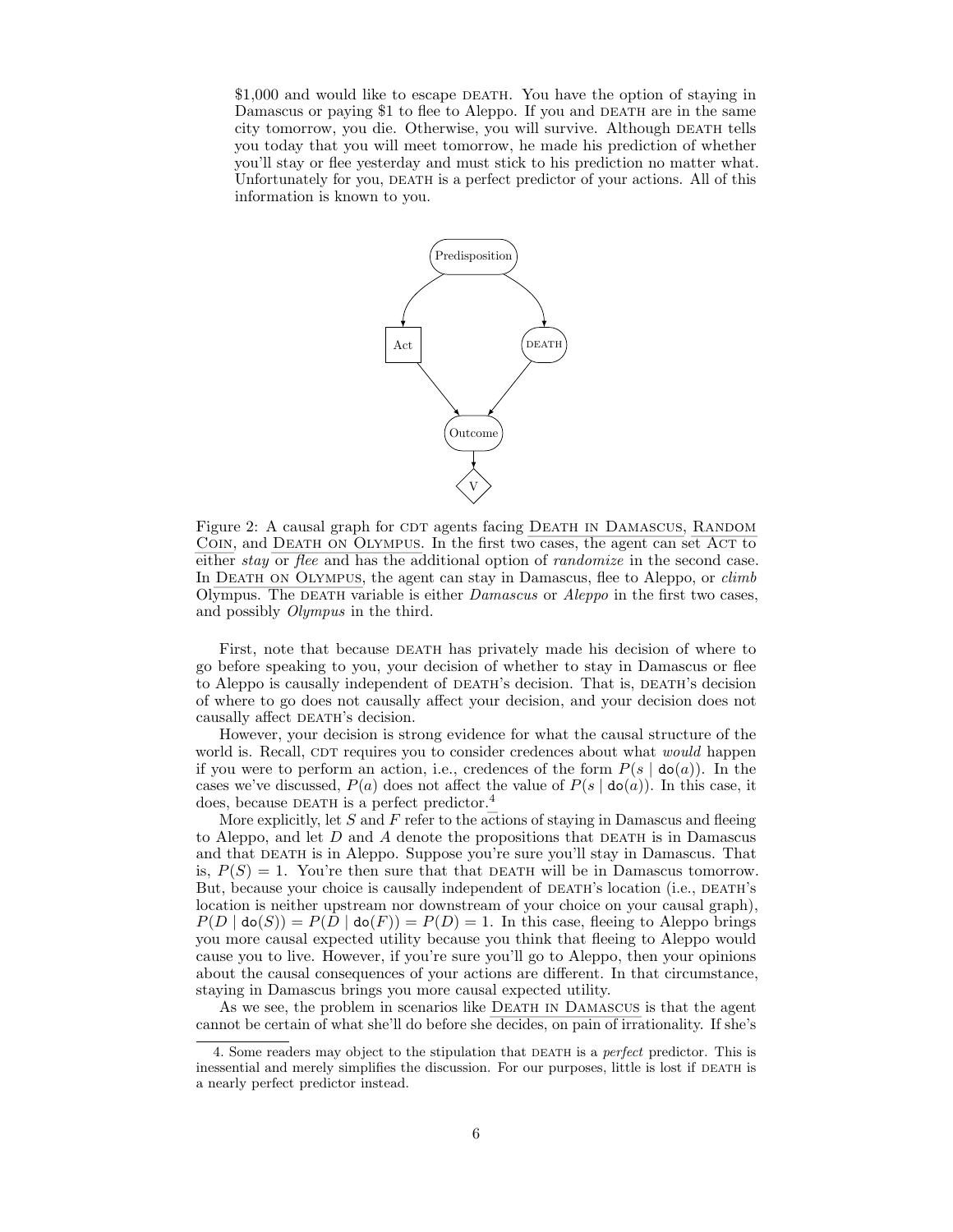$1,000 and would like to escape DEATH. You have the option of staying in Damascus or paying $1 to flee to Aleppo. If you and DEATH are in the same city tomorrow, you die. Otherwise, you will survive. Although DEATH tells you today that you will meet tomorrow, he made his prediction of whether you'll stay or flee yesterday and must stick to his prediction no matter what. Unfortunately for you, DEATH is a perfect predictor of your actions. All of this information is known to you.

Figure 2: A causal graph for CDT agents facing DEATH IN DAMASCUS, RANDOM COIN, and DEATH ON OLYMPUS. In the first two cases, the agent can set ACT to either *stay* or *flee* and has the additional option of *randomize* in the second case. In DEATH ON OLYMPUS, the agent can stay in Damascus, flee to Aleppo, or *climb* Olympus. The DEATH variable is either *Damascus* or *Aleppo* in the first two cases, and possibly *Olympus* in the third.

First, note that because DEATH has privately made his decision of where to go before speaking to you, your decision of whether to stay in Damascus or flee to Aleppo is causally independent of DEATH's decision. That is, DEATH's decision of where to go does not causally affect your decision, and your decision does not causally affect DEATH's decision.

However, your decision is strong evidence for what the causal structure of the world is. Recall, CDT requires you to consider credences about what *would* happen if you were to perform an action, i.e., credences of the form $P(s \mid \mathtt{do}(a))$. In the cases we've discussed, $P(a)$ does not affect the value of $P(s \mid \mathtt{do}(a))$. In this case, it does, because DEATH is a perfect predictor.[4]

More explicitly, let $S$ and $F$ refer to the actions of staying in Damascus and fleeing to Aleppo, and let $D$ and $A$ denote the propositions that DEATH is in Damascus and that DEATH is in Aleppo. Suppose you're sure you'll stay in Damascus. That is, $P(S) = 1$. You're then sure that that DEATH will be in Damascus tomorrow. But, because your choice is causally independent of DEATH's location (i.e., DEATH's location is neither upstream nor downstream of your choice on your causal graph), $P(D \mid \mathtt{do}(S)) = P(D \mid \mathtt{do}(F)) = P(D) = 1$. In this case, fleeing to Aleppo brings you more causal expected utility because you think that fleeing to Aleppo would cause you to live. However, if you're sure you'll go to Aleppo, then your opinions about the causal consequences of your actions are different. In that circumstance, staying in Damascus brings you more causal expected utility.

As we see, the problem in scenarios like DEATH IN DAMASCUS is that the agent cannot be certain of what she'll do before she decides, on pain of irrationality. If she's

4. Some readers may object to the stipulation that DEATH is a *perfect* predictor. This is inessential and merely simplifies the discussion. For our purposes, little is lost if DEATH is a nearly perfect predictor instead.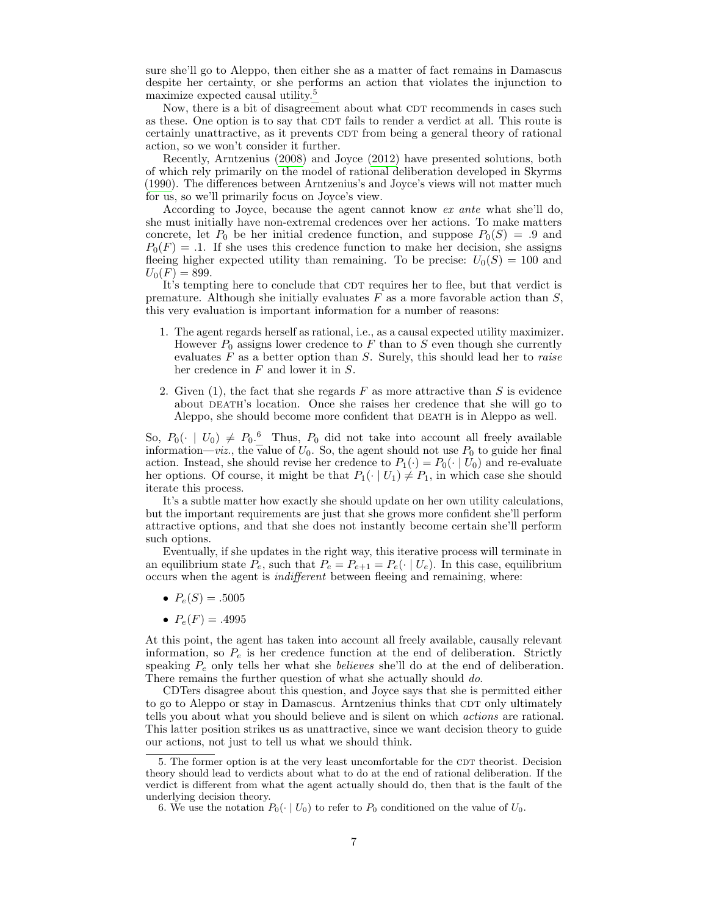sure she'll go to Aleppo, then either she as a matter of fact remains in Damascus despite her certainty, or she performs an action that violates the injunction to maximize expected causal utility.[5]

Now, there is a bit of disagreement about what CDT recommends in cases such as these. One option is to say that CDT fails to render a verdict at all. This route is certainly unattractive, as it prevents CDT from being a general theory of rational action, so we won't consider it further.

Recently, Arntzenius (2008) and Joyce (2012) have presented solutions, both of which rely primarily on the model of rational deliberation developed in Skyrms (1990). The differences between Arntzenius's and Joyce's views will not matter much for us, so we'll primarily focus on Joyce's view.

According to Joyce, because the agent cannot know *ex ante* what she'll do, she must initially have non-extremal credences over her actions. To make matters concrete, let $P_0$ be her initial credence function, and suppose $P_0(S) = .9$ and $P_0(F) = .1$. If she uses this credence function to make her decision, she assigns fleeing higher expected utility than remaining. To be precise: $U_0(S) = 100$ and $U_0(F) = 899$.

It's tempting here to conclude that CDT requires her to flee, but that verdict is premature. Although she initially evaluates $F$ as a more favorable action than $S$, this very evaluation is important information for a number of reasons:

1. The agent regards herself as rational, i.e., as a causal expected utility maximizer. However $P_0$ assigns lower credence to $F$ than to $S$ even though she currently evaluates $F$ as a better option than $S$. Surely, this should lead her to *raise* her credence in $F$ and lower it in $S$.
2. Given (1), the fact that she regards $F$ as more attractive than $S$ is evidence about DEATH's location. Once she raises her credence that she will go to Aleppo, she should become more confident that DEATH is in Aleppo as well.

So, $P_0(\cdot \mid U_0) \neq P_0$.[6] Thus, $P_0$ did not take into account all freely available information—*viz.*, the value of $U_0$. So, the agent should not use $P_0$ to guide her final action. Instead, she should revise her credence to $P_1(\cdot) = P_0(\cdot \mid U_0)$ and re-evaluate her options. Of course, it might be that $P_1(\cdot \mid U_1) \neq P_1$, in which case she should iterate this process.

It's a subtle matter how exactly she should update on her own utility calculations, but the important requirements are just that she grows more confident she'll perform attractive options, and that she does not instantly become certain she'll perform such options.

Eventually, if she updates in the right way, this iterative process will terminate in an equilibrium state $P_e$, such that $P_e = P_{e+1} = P_e(\cdot \mid U_e)$. In this case, equilibrium occurs when the agent is *indifferent* between fleeing and remaining, where:

- $P_e(S) = .5005$
- $P_e(F) = .4995$

At this point, the agent has taken into account all freely available, causally relevant information, so $P_e$ is her credence function at the end of deliberation. Strictly speaking $P_e$ only tells her what she *believes* she'll do at the end of deliberation. There remains the further question of what she actually should *do*.

CDTers disagree about this question, and Joyce says that she is permitted either to go to Aleppo or stay in Damascus. Arntzenius thinks that CDT only ultimately tells you about what you should believe and is silent on which *actions* are rational. This latter position strikes us as unattractive, since we want decision theory to guide our actions, not just to tell us what we should think.

5. The former option is at the very least uncomfortable for the CDT theorist. Decision theory should lead to verdicts about what to do at the end of rational deliberation. If the verdict is different from what the agent actually should do, then that is the fault of the underlying decision theory.

6. We use the notation $P_0(\cdot \mid U_0)$ to refer to $P_0$ conditioned on the value of $U_0$.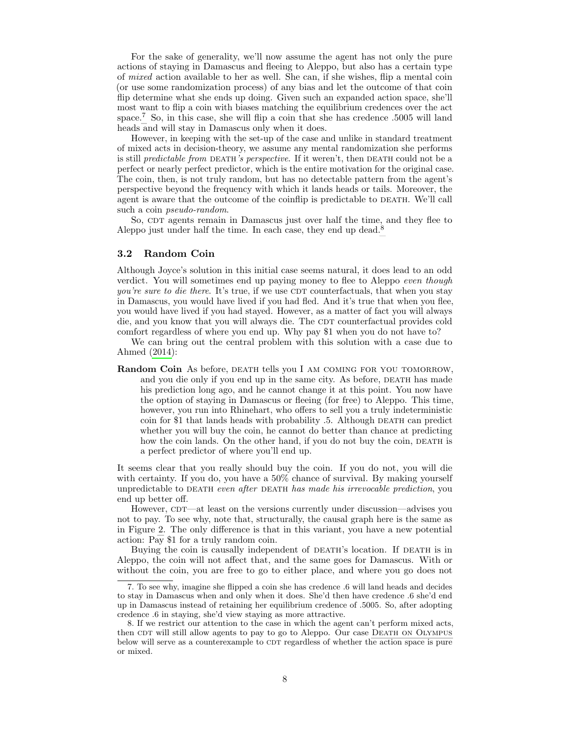For the sake of generality, we'll now assume the agent has not only the pure actions of staying in Damascus and fleeing to Aleppo, but also has a certain type of *mixed* action available to her as well. She can, if she wishes, flip a mental coin (or use some randomization process) of any bias and let the outcome of that coin flip determine what she ends up doing. Given such an expanded action space, she'll most want to flip a coin with biases matching the equilibrium credences over the act space.[7] So, in this case, she will flip a coin that she has credence .5005 will land heads and will stay in Damascus only when it does.

However, in keeping with the set-up of the case and unlike in standard treatment of mixed acts in decision-theory, we assume any mental randomization she performs is still *predictable from* DEATH*'s perspective*. If it weren't, then DEATH could not be a perfect or nearly perfect predictor, which is the entire motivation for the original case. The coin, then, is not truly random, but has no detectable pattern from the agent's perspective beyond the frequency with which it lands heads or tails. Moreover, the agent is aware that the outcome of the coinflip is predictable to DEATH. We'll call such a coin *pseudo-random*.

So, CDT agents remain in Damascus just over half the time, and they flee to Aleppo just under half the time. In each case, they end up dead.[8]

### 3.2 Random Coin

Although Joyce's solution in this initial case seems natural, it does lead to an odd verdict. You will sometimes end up paying money to flee to Aleppo *even though you're sure to die there*. It's true, if we use CDT counterfactuals, that when you stay in Damascus, you would have lived if you had fled. And it's true that when you flee, you would have lived if you had stayed. However, as a matter of fact you will always die, and you know that you will always die. The CDT counterfactual provides cold comfort regardless of where you end up. Why pay \$1 when you do not have to?

We can bring out the central problem with this solution with a case due to Ahmed (2014):

**Random Coin** As before, DEATH tells you I AM COMING FOR YOU TOMORROW, and you die only if you end up in the same city. As before, DEATH has made his prediction long ago, and he cannot change it at this point. You now have the option of staying in Damascus or fleeing (for free) to Aleppo. This time, however, you run into Rhinehart, who offers to sell you a truly indeterministic coin for \$1 that lands heads with probability .5. Although DEATH can predict whether you will buy the coin, he cannot do better than chance at predicting how the coin lands. On the other hand, if you do not buy the coin, DEATH is a perfect predictor of where you'll end up.

It seems clear that you really should buy the coin. If you do not, you will die with certainty. If you do, you have a 50% chance of survival. By making yourself unpredictable to DEATH *even after* DEATH *has made his irrevocable prediction*, you end up better off.

However, CDT—at least on the versions currently under discussion—advises you not to pay. To see why, note that, structurally, the causal graph here is the same as in Figure 2. The only difference is that in this variant, you have a new potential action: Pay \$1 for a truly random coin.

Buying the coin is causally independent of DEATH's location. If DEATH is in Aleppo, the coin will not affect that, and the same goes for Damascus. With or without the coin, you are free to go to either place, and where you go does not

---

7. To see why, imagine she flipped a coin she has credence .6 will land heads and decides to stay in Damascus when and only when it does. She'd then have credence .6 she'd end up in Damascus instead of retaining her equilibrium credence of .5005. So, after adopting credence .6 in staying, she'd view staying as more attractive.

8. If we restrict our attention to the case in which the agent can't perform mixed acts, then CDT will still allow agents to pay to go to Aleppo. Our case DEATH ON OLYMPUS below will serve as a counterexample to CDT regardless of whether the action space is pure or mixed.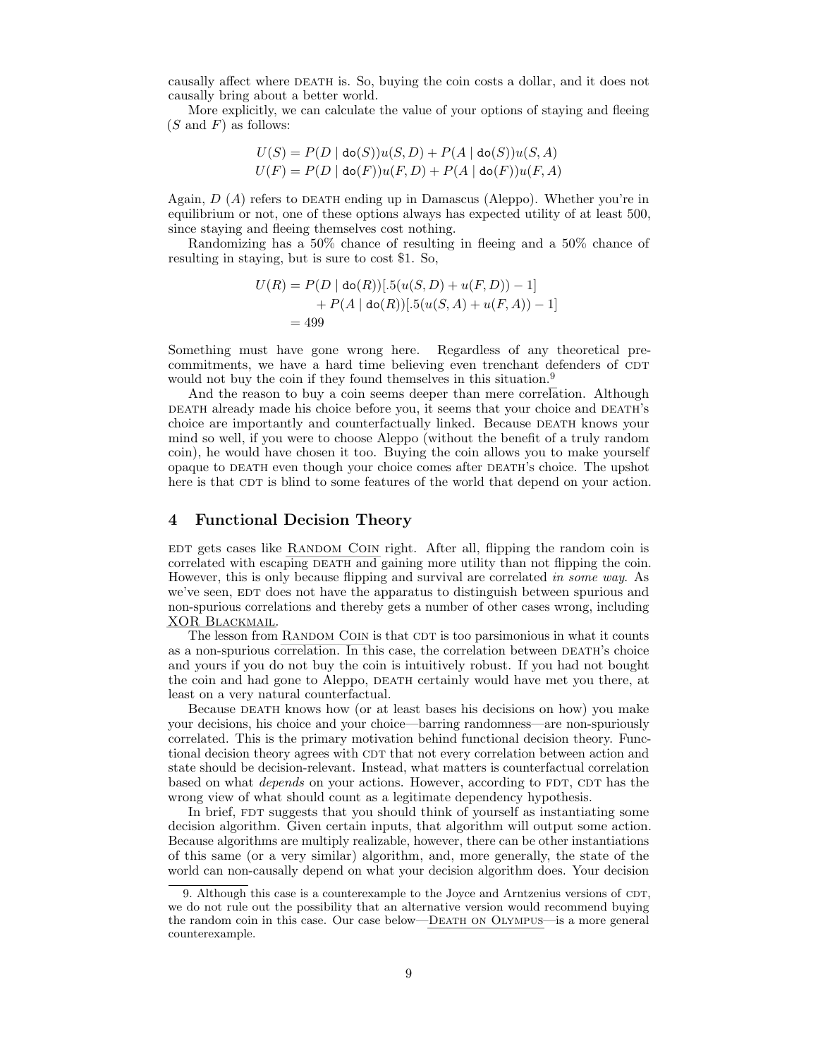causally affect where DEATH is. So, buying the coin costs a dollar, and it does not causally bring about a better world.

More explicitly, we can calculate the value of your options of staying and fleeing ($S$ and $F$) as follows:

$$U(S) = P(D \mid \mathtt{do}(S))u(S, D) + P(A \mid \mathtt{do}(S))u(S, A)$$
$$U(F) = P(D \mid \mathtt{do}(F))u(F, D) + P(A \mid \mathtt{do}(F))u(F, A)$$

Again, $D$ ($A$) refers to DEATH ending up in Damascus (Aleppo). Whether you're in equilibrium or not, one of these options always has expected utility of at least 500, since staying and fleeing themselves cost nothing.

Randomizing has a 50% chance of resulting in fleeing and a 50% chance of resulting in staying, but is sure to cost \$1. So,

$$\begin{aligned} U(R) &= P(D \mid \mathtt{do}(R))[.5(u(S, D) + u(F, D)) - 1] \\ &\quad + P(A \mid \mathtt{do}(R))[.5(u(S, A) + u(F, A)) - 1] \\ &= 499 \end{aligned}$$

Something must have gone wrong here. Regardless of any theoretical pre-commitments, we have a hard time believing even trenchant defenders of CDT would not buy the coin if they found themselves in this situation.[9]

And the reason to buy a coin seems deeper than mere correlation. Although DEATH already made his choice before you, it seems that your choice and DEATH's choice are importantly and counterfactually linked. Because DEATH knows your mind so well, if you were to choose Aleppo (without the benefit of a truly random coin), he would have chosen it too. Buying the coin allows you to make yourself opaque to DEATH even though your choice comes after DEATH's choice. The upshot here is that CDT is blind to some features of the world that depend on your action.

## 4 Functional Decision Theory

EDT gets cases like RANDOM COIN right. After all, flipping the random coin is correlated with escaping DEATH and gaining more utility than not flipping the coin. However, this is only because flipping and survival are correlated *in some way*. As we've seen, EDT does not have the apparatus to distinguish between spurious and non-spurious correlations and thereby gets a number of other cases wrong, including XOR BLACKMAIL.

The lesson from RANDOM COIN is that CDT is too parsimonious in what it counts as a non-spurious correlation. In this case, the correlation between DEATH's choice and yours if you do not buy the coin is intuitively robust. If you had not bought the coin and had gone to Aleppo, DEATH certainly would have met you there, at least on a very natural counterfactual.

Because DEATH knows how (or at least bases his decisions on how) you make your decisions, his choice and your choice—barring randomness—are non-spuriously correlated. This is the primary motivation behind functional decision theory. Functional decision theory agrees with CDT that not every correlation between action and state should be decision-relevant. Instead, what matters is counterfactual correlation based on what *depends* on your actions. However, according to FDT, CDT has the wrong view of what should count as a legitimate dependency hypothesis.

In brief, FDT suggests that you should think of yourself as instantiating some decision algorithm. Given certain inputs, that algorithm will output some action. Because algorithms are multiply realizable, however, there can be other instantiations of this same (or a very similar) algorithm, and, more generally, the state of the world can non-causally depend on what your decision algorithm does. Your decision

[9] Although this case is a counterexample to the Joyce and Arntzenius versions of CDT, we do not rule out the possibility that an alternative version would recommend buying the random coin in this case. Our case below—DEATH ON OLYMPUS—is a more general counterexample.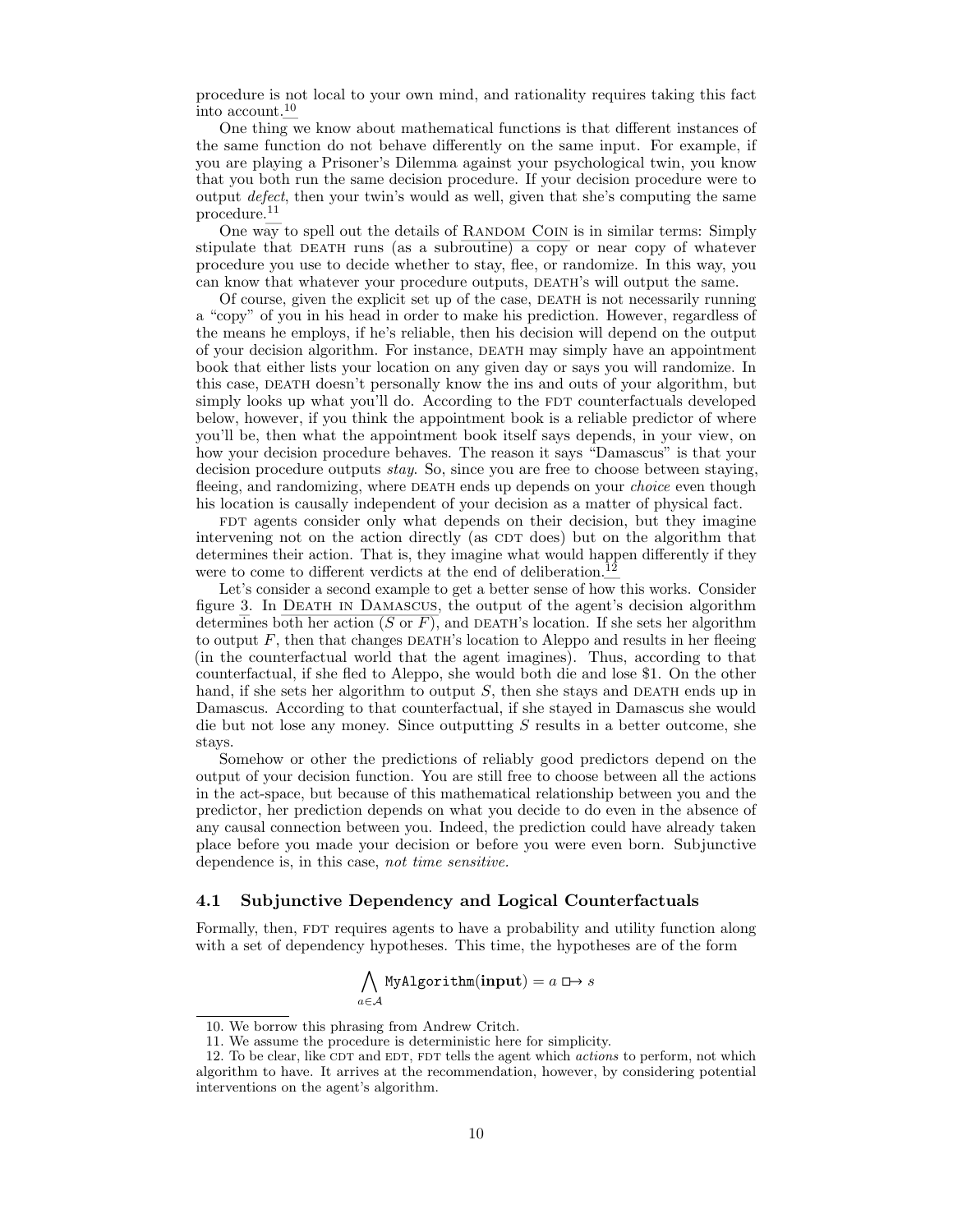procedure is not local to your own mind, and rationality requires taking this fact into account.[10]

One thing we know about mathematical functions is that different instances of the same function do not behave differently on the same input. For example, if you are playing a Prisoner's Dilemma against your psychological twin, you know that you both run the same decision procedure. If your decision procedure were to output *defect*, then your twin's would as well, given that she's computing the same procedure.[11]

One way to spell out the details of Random Coin is in similar terms: Simply stipulate that death runs (as a subroutine) a copy or near copy of whatever procedure you use to decide whether to stay, flee, or randomize. In this way, you can know that whatever your procedure outputs, death's will output the same.

Of course, given the explicit set up of the case, death is not necessarily running a "copy" of you in his head in order to make his prediction. However, regardless of the means he employs, if he's reliable, then his decision will depend on the output of your decision algorithm. For instance, death may simply have an appointment book that either lists your location on any given day or says you will randomize. In this case, death doesn't personally know the ins and outs of your algorithm, but simply looks up what you'll do. According to the fdt counterfactuals developed below, however, if you think the appointment book is a reliable predictor of where you'll be, then what the appointment book itself says depends, in your view, on how your decision procedure behaves. The reason it says "Damascus" is that your decision procedure outputs *stay*. So, since you are free to choose between staying, fleeing, and randomizing, where death ends up depends on your *choice* even though his location is causally independent of your decision as a matter of physical fact.

fdt agents consider only what depends on their decision, but they imagine intervening not on the action directly (as cdt does) but on the algorithm that determines their action. That is, they imagine what would happen differently if they were to come to different verdicts at the end of deliberation.[12]

Let's consider a second example to get a better sense of how this works. Consider figure 3. In Death in Damascus, the output of the agent's decision algorithm determines both her action ($S$ or $F$), and death's location. If she sets her algorithm to output $F$, then that changes death's location to Aleppo and results in her fleeing (in the counterfactual world that the agent imagines). Thus, according to that counterfactual, if she fled to Aleppo, she would both die and lose \$1. On the other hand, if she sets her algorithm to output $S$, then she stays and death ends up in Damascus. According to that counterfactual, if she stayed in Damascus she would die but not lose any money. Since outputting $S$ results in a better outcome, she stays.

Somehow or other the predictions of reliably good predictors depend on the output of your decision function. You are still free to choose between all the actions in the act-space, but because of this mathematical relationship between you and the predictor, her prediction depends on what you decide to do even in the absence of any causal connection between you. Indeed, the prediction could have already taken place before you made your decision or before you were even born. Subjunctive dependence is, in this case, *not time sensitive*.

### 4.1 Subjunctive Dependency and Logical Counterfactuals

Formally, then, fdt requires agents to have a probability and utility function along with a set of dependency hypotheses. This time, the hypotheses are of the form

$$\bigwedge_{a \in \mathcal{A}} \texttt{MyAlgorithm}(\textbf{input}) = a \;\Box\!\!\rightarrow s$$

10. We borrow this phrasing from Andrew Critch.

11. We assume the procedure is deterministic here for simplicity.

12. To be clear, like cdt and edt, fdt tells the agent which *actions* to perform, not which algorithm to have. It arrives at the recommendation, however, by considering potential interventions on the agent's algorithm.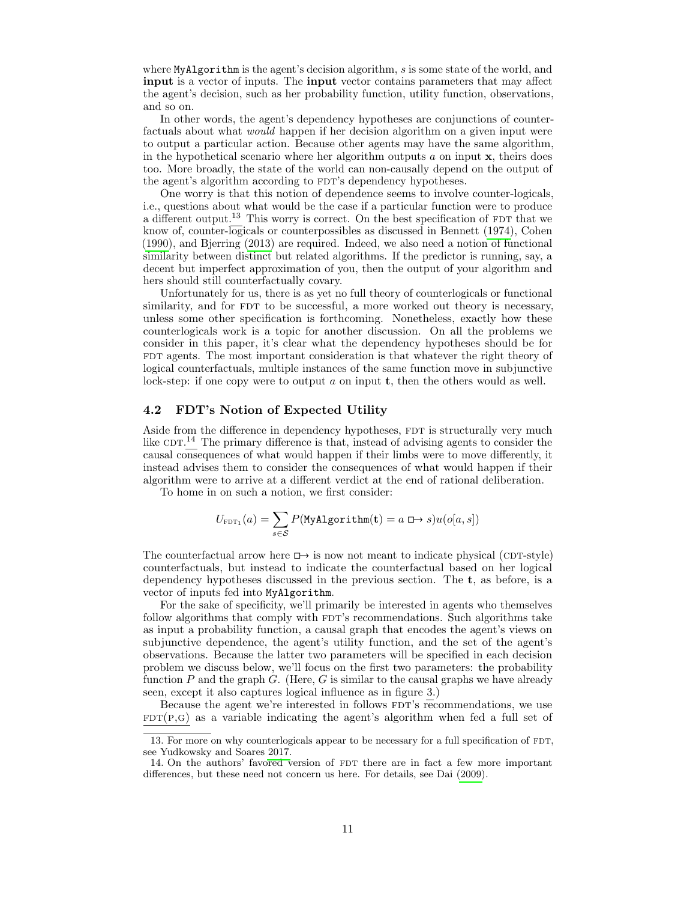where `MyAlgorithm` is the agent's decision algorithm, $s$ is some state of the world, and **input** is a vector of inputs. The **input** vector contains parameters that may affect the agent's decision, such as her probability function, utility function, observations, and so on.

In other words, the agent's dependency hypotheses are conjunctions of counterfactuals about what *would* happen if her decision algorithm on a given input were to output a particular action. Because other agents may have the same algorithm, in the hypothetical scenario where her algorithm outputs $a$ on input $\mathbf{x}$, theirs does too. More broadly, the state of the world can non-causally depend on the output of the agent's algorithm according to FDT's dependency hypotheses.

One worry is that this notion of dependence seems to involve counter-logicals, i.e., questions about what would be the case if a particular function were to produce a different output.[13] This worry is correct. On the best specification of FDT that we know of, counter-logicals or counterpossibles as discussed in Bennett (1974), Cohen (1990), and Bjerring (2013) are required. Indeed, we also need a notion of functional similarity between distinct but related algorithms. If the predictor is running, say, a decent but imperfect approximation of you, then the output of your algorithm and hers should still counterfactually covary.

Unfortunately for us, there is as yet no full theory of counterlogicals or functional similarity, and for FDT to be successful, a more worked out theory is necessary, unless some other specification is forthcoming. Nonetheless, exactly how these counterlogicals work is a topic for another discussion. On all the problems we consider in this paper, it's clear what the dependency hypotheses should be for FDT agents. The most important consideration is that whatever the right theory of logical counterfactuals, multiple instances of the same function move in subjunctive lock-step: if one copy were to output $a$ on input $\mathbf{t}$, then the others would as well.

### 4.2 FDT's Notion of Expected Utility

Aside from the difference in dependency hypotheses, FDT is structurally very much like CDT.[14] The primary difference is that, instead of advising agents to consider the causal consequences of what would happen if their limbs were to move differently, it instead advises them to consider the consequences of what would happen if their algorithm were to arrive at a different verdict at the end of rational deliberation.

To home in on such a notion, we first consider:

$$U_{\text{FDT}_1}(a) = \sum_{s \in \mathcal{S}} P(\texttt{MyAlgorithm}(\mathbf{t}) = a \mathrel{\Box\!\!\rightarrow} s)u(o[a, s])$$

The counterfactual arrow here $\Box\!\!\rightarrow$ is now not meant to indicate physical (CDT-style) counterfactuals, but instead to indicate the counterfactual based on her logical dependency hypotheses discussed in the previous section. The $\mathbf{t}$, as before, is a vector of inputs fed into `MyAlgorithm`.

For the sake of specificity, we'll primarily be interested in agents who themselves follow algorithms that comply with FDT's recommendations. Such algorithms take as input a probability function, a causal graph that encodes the agent's views on subjunctive dependence, the agent's utility function, and the set of the agent's observations. Because the latter two parameters will be specified in each decision problem we discuss below, we'll focus on the first two parameters: the probability function $P$ and the graph $G$. (Here, $G$ is similar to the causal graphs we have already seen, except it also captures logical influence as in figure 3.)

Because the agent we're interested in follows FDT's recommendations, we use FDT(P,G) as a variable indicating the agent's algorithm when fed a full set of

13. For more on why counterlogicals appear to be necessary for a full specification of FDT, see Yudkowsky and Soares 2017.

14. On the authors' favored version of FDT there are in fact a few more important differences, but these need not concern us here. For details, see Dai (2009).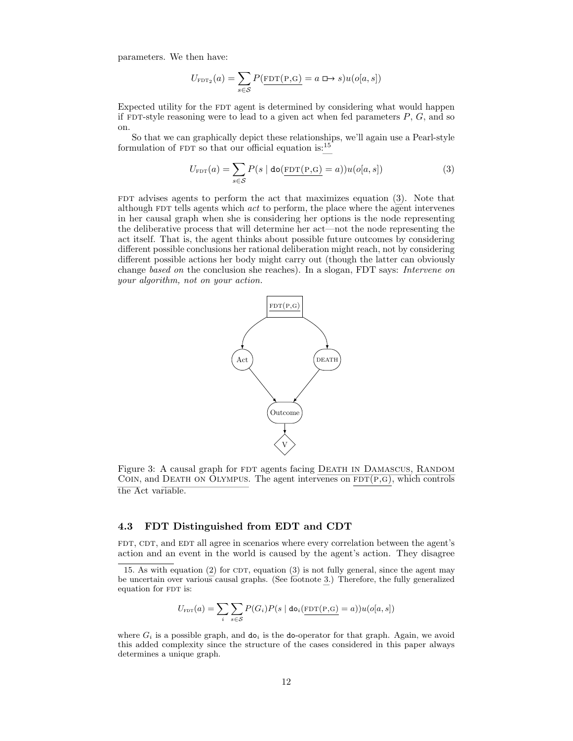parameters. We then have:

$$U_{\text{FDT}_2}(a) = \sum_{s \in \mathcal{S}} P(\underline{\text{FDT(P,G)}} = a \mathrel{\Box\!\!\rightarrow} s) u(o[a, s])$$

Expected utility for the FDT agent is determined by considering what would happen if FDT-style reasoning were to lead to a given act when fed parameters $P$, $G$, and so on.

So that we can graphically depict these relationships, we'll again use a Pearl-style formulation of FDT so that our official equation is:[15]

$$U_{\text{FDT}}(a) = \sum_{s \in \mathcal{S}} P(s \mid \texttt{do}(\underline{\text{FDT(P,G)}} = a)) u(o[a, s]) \tag{3}$$

FDT advises agents to perform the act that maximizes equation (3). Note that although FDT tells agents which *act* to perform, the place where the agent intervenes in her causal graph when she is considering her options is the node representing the deliberative process that will determine her act—not the node representing the act itself. That is, the agent thinks about possible future outcomes by considering different possible conclusions her rational deliberation might reach, not by considering different possible actions her body might carry out (though the latter can obviously change *based on* the conclusion she reaches). In a slogan, FDT says: *Intervene on your algorithm, not on your action.*

Figure 3: A causal graph for FDT agents facing Death in Damascus, Random Coin, and Death on Olympus. The agent intervenes on $\underline{\text{FDT(P,G)}}$, which controls the Act variable.

### 4.3 FDT Distinguished from EDT and CDT

FDT, CDT, and EDT all agree in scenarios where every correlation between the agent's action and an event in the world is caused by the agent's action. They disagree

15. As with equation (2) for CDT, equation (3) is not fully general, since the agent may be uncertain over various causal graphs. (See footnote 3.) Therefore, the fully generalized equation for FDT is:

$$U_{\text{FDT}}(a) = \sum_{i} \sum_{s \in \mathcal{S}} P(G_i) P(s \mid \texttt{do}_i(\underline{\text{FDT(P,G)}} = a)) u(o[a, s])$$

where $G_i$ is a possible graph, and $\texttt{do}_i$ is the $\texttt{do}$-operator for that graph. Again, we avoid this added complexity since the structure of the cases considered in this paper always determines a unique graph.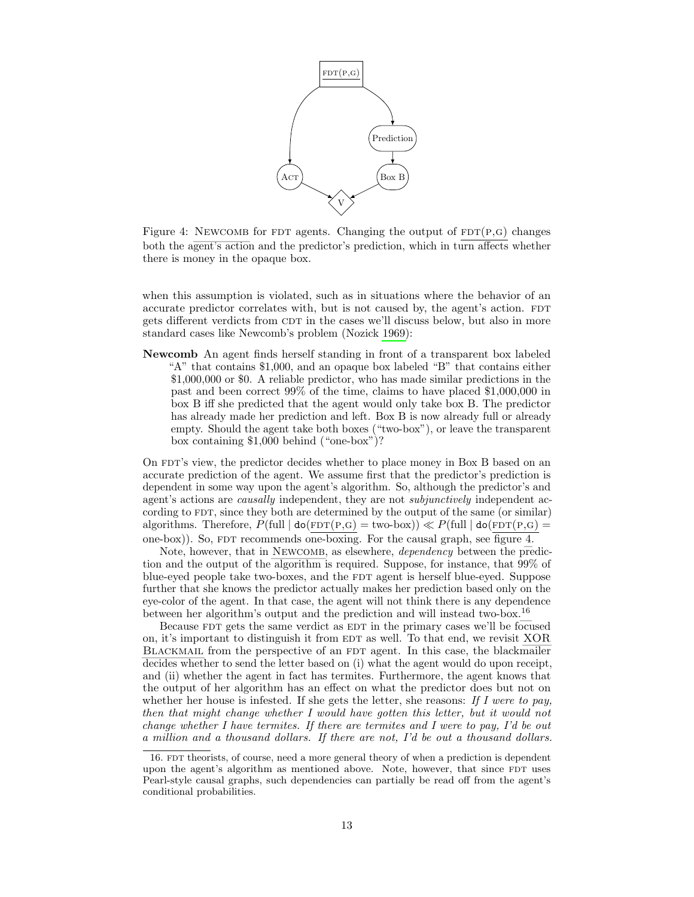Figure 4: NEWCOMB for FDT agents. Changing the output of $\overline{\text{FDT(P,G)}}$ changes both the agent's action and the predictor's prediction, which in turn affects whether there is money in the opaque box.

when this assumption is violated, such as in situations where the behavior of an accurate predictor correlates with, but is not caused by, the agent's action. FDT gets different verdicts from CDT in the cases we'll discuss below, but also in more standard cases like Newcomb's problem (Nozick 1969):

**Newcomb** An agent finds herself standing in front of a transparent box labeled "A" that contains \$1,000, and an opaque box labeled "B" that contains either \$1,000,000 or \$0. A reliable predictor, who has made similar predictions in the past and been correct 99% of the time, claims to have placed \$1,000,000 in box B iff she predicted that the agent would only take box B. The predictor has already made her prediction and left. Box B is now already full or already empty. Should the agent take both boxes ("two-box"), or leave the transparent box containing \$1,000 behind ("one-box")?

On FDT's view, the predictor decides whether to place money in Box B based on an accurate prediction of the agent. We assume first that the predictor's prediction is dependent in some way upon the agent's algorithm. So, although the predictor's and agent's actions are *causally* independent, they are not *subjunctively* independent according to FDT, since they both are determined by the output of the same (or similar) algorithms. Therefore, $P(\text{full} \mid \mathsf{do}(\overline{\text{FDT(P,G)}} = \text{two-box})) \ll P(\text{full} \mid \mathsf{do}(\overline{\text{FDT(P,G)}} = \text{one-box}))$. So, FDT recommends one-boxing. For the causal graph, see figure 4.

Note, however, that in NEWCOMB, as elsewhere, *dependency* between the prediction and the output of the algorithm is required. Suppose, for instance, that 99% of blue-eyed people take two-boxes, and the FDT agent is herself blue-eyed. Suppose further that she knows the predictor actually makes her prediction based only on the eye-color of the agent. In that case, the agent will not think there is any dependence between her algorithm's output and the prediction and will instead two-box.[16]

Because FDT gets the same verdict as EDT in the primary cases we'll be focused on, it's important to distinguish it from EDT as well. To that end, we revisit XOR BLACKMAIL from the perspective of an FDT agent. In this case, the blackmailer decides whether to send the letter based on (i) what the agent would do upon receipt, and (ii) whether the agent in fact has termites. Furthermore, the agent knows that the output of her algorithm has an effect on what the predictor does but not on whether her house is infested. If she gets the letter, she reasons: *If I were to pay, then that might change whether I would have gotten this letter, but it would not change whether I have termites. If there are termites and I were to pay, I'd be out a million and a thousand dollars. If there are not, I'd be out a thousand dollars.*

16. FDT theorists, of course, need a more general theory of when a prediction is dependent upon the agent's algorithm as mentioned above. Note, however, that since FDT uses Pearl-style causal graphs, such dependencies can partially be read off from the agent's conditional probabilities.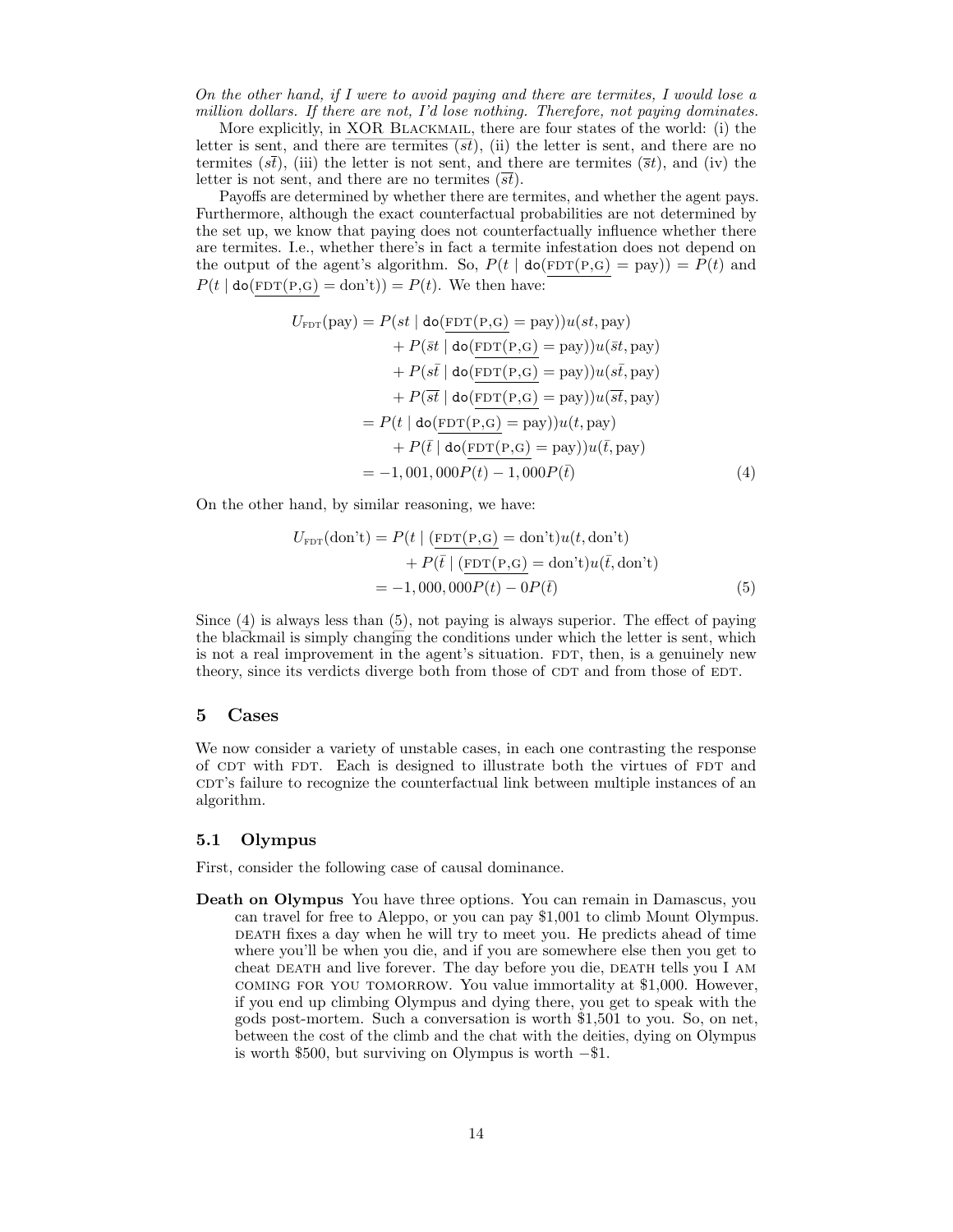*On the other hand, if I were to avoid paying and there are termites, I would lose a million dollars. If there are not, I'd lose nothing. Therefore, not paying dominates.*

More explicitly, in XOR BLACKMAIL, there are four states of the world: (i) the letter is sent, and there are termites ($st$), (ii) the letter is sent, and there are no termites ($s\bar{t}$), (iii) the letter is not sent, and there are termites ($\bar{s}t$), and (iv) the letter is not sent, and there are no termites ($\overline{st}$).

Payoffs are determined by whether there are termites, and whether the agent pays. Furthermore, although the exact counterfactual probabilities are not determined by the set up, we know that paying does not counterfactually influence whether there are termites. I.e., whether there's in fact a termite infestation does not depend on the output of the agent's algorithm. So, $P(t \mid \mathtt{do}(\underline{\text{FDT}(\text{P,G})} = \text{pay})) = P(t)$ and $P(t \mid \mathtt{do}(\underline{\text{FDT}(\text{P,G})} = \text{don't})) = P(t)$. We then have:

$$
\begin{aligned}
U_{\text{FDT}}(\text{pay}) &= P(st \mid \mathtt{do}(\underline{\text{FDT}(\text{P,G})} = \text{pay}))u(st, \text{pay}) \\
&\quad + P(\bar{s}t \mid \mathtt{do}(\underline{\text{FDT}(\text{P,G})} = \text{pay}))u(\bar{s}t, \text{pay}) \\
&\quad + P(s\bar{t} \mid \mathtt{do}(\underline{\text{FDT}(\text{P,G})} = \text{pay}))u(s\bar{t}, \text{pay}) \\
&\quad + P(\overline{st} \mid \mathtt{do}(\underline{\text{FDT}(\text{P,G})} = \text{pay}))u(\overline{st}, \text{pay}) \\
&= P(t \mid \mathtt{do}(\underline{\text{FDT}(\text{P,G})} = \text{pay}))u(t, \text{pay}) \\
&\quad + P(\bar{t} \mid \mathtt{do}(\underline{\text{FDT}(\text{P,G})} = \text{pay}))u(\bar{t}, \text{pay}) \\
&= -1{,}001{,}000P(t) - 1{,}000P(\bar{t}) \qquad (4)
\end{aligned}
$$

On the other hand, by similar reasoning, we have:

$$
\begin{aligned}
U_{\text{FDT}}(\text{don't}) &= P(t \mid (\underline{\text{FDT}(\text{P,G})} = \text{don't})u(t, \text{don't}) \\
&\quad + P(\bar{t} \mid (\underline{\text{FDT}(\text{P,G})} = \text{don't})u(\bar{t}, \text{don't}) \\
&= -1{,}000{,}000P(t) - 0P(\bar{t}) \qquad (5)
\end{aligned}
$$

Since (4) is always less than (5), not paying is always superior. The effect of paying the blackmail is simply changing the conditions under which the letter is sent, which is not a real improvement in the agent's situation. FDT, then, is a genuinely new theory, since its verdicts diverge both from those of CDT and from those of EDT.

## 5 Cases

We now consider a variety of unstable cases, in each one contrasting the response of CDT with FDT. Each is designed to illustrate both the virtues of FDT and CDT's failure to recognize the counterfactual link between multiple instances of an algorithm.

### 5.1 Olympus

First, consider the following case of causal dominance.

**Death on Olympus** You have three options. You can remain in Damascus, you can travel for free to Aleppo, or you can pay $1,001 to climb Mount Olympus. DEATH fixes a day when he will try to meet you. He predicts ahead of time where you'll be when you die, and if you are somewhere else then you get to cheat DEATH and live forever. The day before you die, DEATH tells you I AM COMING FOR YOU TOMORROW. You value immortality at $1,000. However, if you end up climbing Olympus and dying there, you get to speak with the gods post-mortem. Such a conversation is worth $1,501 to you. So, on net, between the cost of the climb and the chat with the deities, dying on Olympus is worth $500, but surviving on Olympus is worth −$1.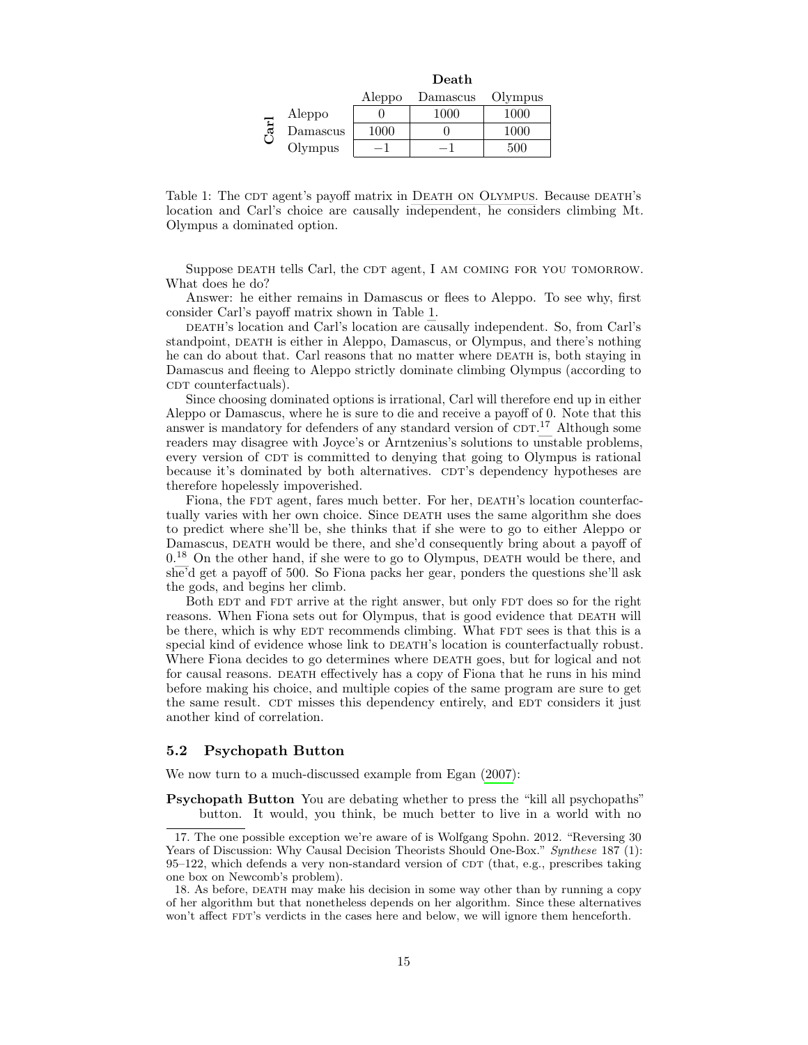| | | **Death** | | |
|---|---|---|---|---|
| | | Aleppo | Damascus | Olympus |
| **Carl** | Aleppo | 0 | 1000 | 1000 |
| | Damascus | 1000 | 0 | 1000 |
| | Olympus | −1 | −1 | 500 |

Table 1: The CDT agent's payoff matrix in DEATH ON OLYMPUS. Because DEATH's location and Carl's choice are causally independent, he considers climbing Mt. Olympus a dominated option.

Suppose DEATH tells Carl, the CDT agent, I AM COMING FOR YOU TOMORROW. What does he do?

Answer: he either remains in Damascus or flees to Aleppo. To see why, first consider Carl's payoff matrix shown in Table 1.

DEATH's location and Carl's location are causally independent. So, from Carl's standpoint, DEATH is either in Aleppo, Damascus, or Olympus, and there's nothing he can do about that. Carl reasons that no matter where DEATH is, both staying in Damascus and fleeing to Aleppo strictly dominate climbing Olympus (according to CDT counterfactuals).

Since choosing dominated options is irrational, Carl will therefore end up in either Aleppo or Damascus, where he is sure to die and receive a payoff of 0. Note that this answer is mandatory for defenders of any standard version of CDT.[17] Although some readers may disagree with Joyce's or Arntzenius's solutions to unstable problems, every version of CDT is committed to denying that going to Olympus is rational because it's dominated by both alternatives. CDT's dependency hypotheses are therefore hopelessly impoverished.

Fiona, the FDT agent, fares much better. For her, DEATH's location counterfactually varies with her own choice. Since DEATH uses the same algorithm she does to predict where she'll be, she thinks that if she were to go to either Aleppo or Damascus, DEATH would be there, and she'd consequently bring about a payoff of 0.[18] On the other hand, if she were to go to Olympus, DEATH would be there, and she'd get a payoff of 500. So Fiona packs her gear, ponders the questions she'll ask the gods, and begins her climb.

Both EDT and FDT arrive at the right answer, but only FDT does so for the right reasons. When Fiona sets out for Olympus, that is good evidence that DEATH will be there, which is why EDT recommends climbing. What FDT sees is that this is a special kind of evidence whose link to DEATH's location is counterfactually robust. Where Fiona decides to go determines where DEATH goes, but for logical and not for causal reasons. DEATH effectively has a copy of Fiona that he runs in his mind before making his choice, and multiple copies of the same program are sure to get the same result. CDT misses this dependency entirely, and EDT considers it just another kind of correlation.

### 5.2 Psychopath Button

We now turn to a much-discussed example from Egan (2007):

**Psychopath Button** You are debating whether to press the "kill all psychopaths" button. It would, you think, be much better to live in a world with no

17. The one possible exception we're aware of is Wolfgang Spohn. 2012. "Reversing 30 Years of Discussion: Why Causal Decision Theorists Should One-Box." *Synthese* 187 (1): 95–122, which defends a very non-standard version of CDT (that, e.g., prescribes taking one box on Newcomb's problem).

18. As before, DEATH may make his decision in some way other than by running a copy of her algorithm but that nonetheless depends on her algorithm. Since these alternatives won't affect FDT's verdicts in the cases here and below, we will ignore them henceforth.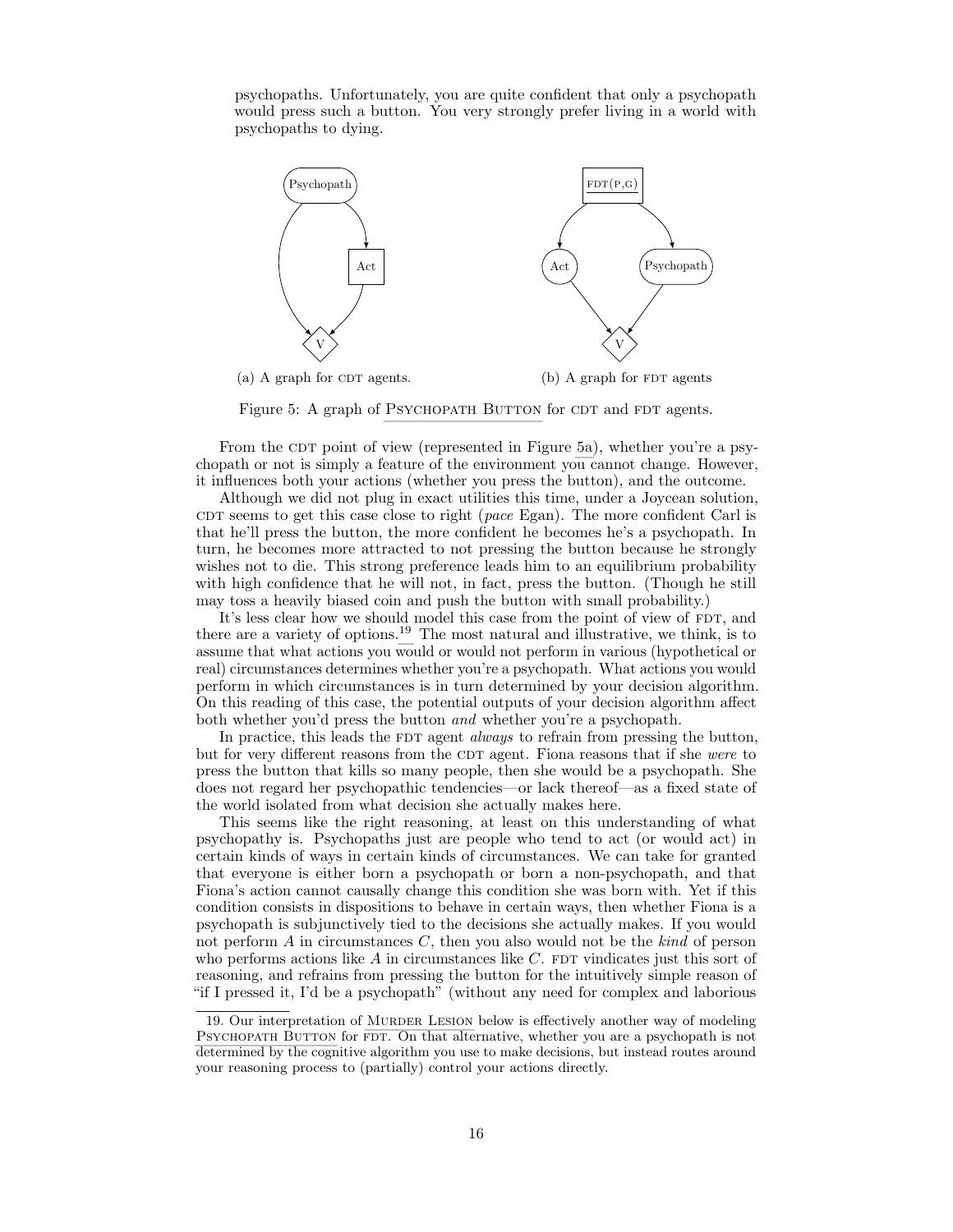psychopaths. Unfortunately, you are quite confident that only a psychopath would press such a button. You very strongly prefer living in a world with psychopaths to dying.

(a) A graph for CDT agents.

(b) A graph for FDT agents

Figure 5: A graph of PSYCHOPATH BUTTON for CDT and FDT agents.

From the CDT point of view (represented in Figure 5a), whether you're a psychopath or not is simply a feature of the environment you cannot change. However, it influences both your actions (whether you press the button), and the outcome.

Although we did not plug in exact utilities this time, under a Joycean solution, CDT seems to get this case close to right (*pace* Egan). The more confident Carl is that he'll press the button, the more confident he becomes he's a psychopath. In turn, he becomes more attracted to not pressing the button because he strongly wishes not to die. This strong preference leads him to an equilibrium probability with high confidence that he will not, in fact, press the button. (Though he still may toss a heavily biased coin and push the button with small probability.)

It's less clear how we should model this case from the point of view of FDT, and there are a variety of options.[19] The most natural and illustrative, we think, is to assume that what actions you would or would not perform in various (hypothetical or real) circumstances determines whether you're a psychopath. What actions you would perform in which circumstances is in turn determined by your decision algorithm. On this reading of this case, the potential outputs of your decision algorithm affect both whether you'd press the button *and* whether you're a psychopath.

In practice, this leads the FDT agent *always* to refrain from pressing the button, but for very different reasons from the CDT agent. Fiona reasons that if she *were* to press the button that kills so many people, then she would be a psychopath. She does not regard her psychopathic tendencies—or lack thereof—as a fixed state of the world isolated from what decision she actually makes here.

This seems like the right reasoning, at least on this understanding of what psychopathy is. Psychopaths just are people who tend to act (or would act) in certain kinds of ways in certain kinds of circumstances. We can take for granted that everyone is either born a psychopath or born a non-psychopath, and that Fiona's action cannot causally change this condition she was born with. Yet if this condition consists in dispositions to behave in certain ways, then whether Fiona is a psychopath is subjunctively tied to the decisions she actually makes. If you would not perform $A$ in circumstances $C$, then you also would not be the *kind* of person who performs actions like $A$ in circumstances like $C$. FDT vindicates just this sort of reasoning, and refrains from pressing the button for the intuitively simple reason of "if I pressed it, I'd be a psychopath" (without any need for complex and laborious

19. Our interpretation of MURDER LESION below is effectively another way of modeling PSYCHOPATH BUTTON for FDT. On that alternative, whether you are a psychopath is not determined by the cognitive algorithm you use to make decisions, but instead routes around your reasoning process to (partially) control your actions directly.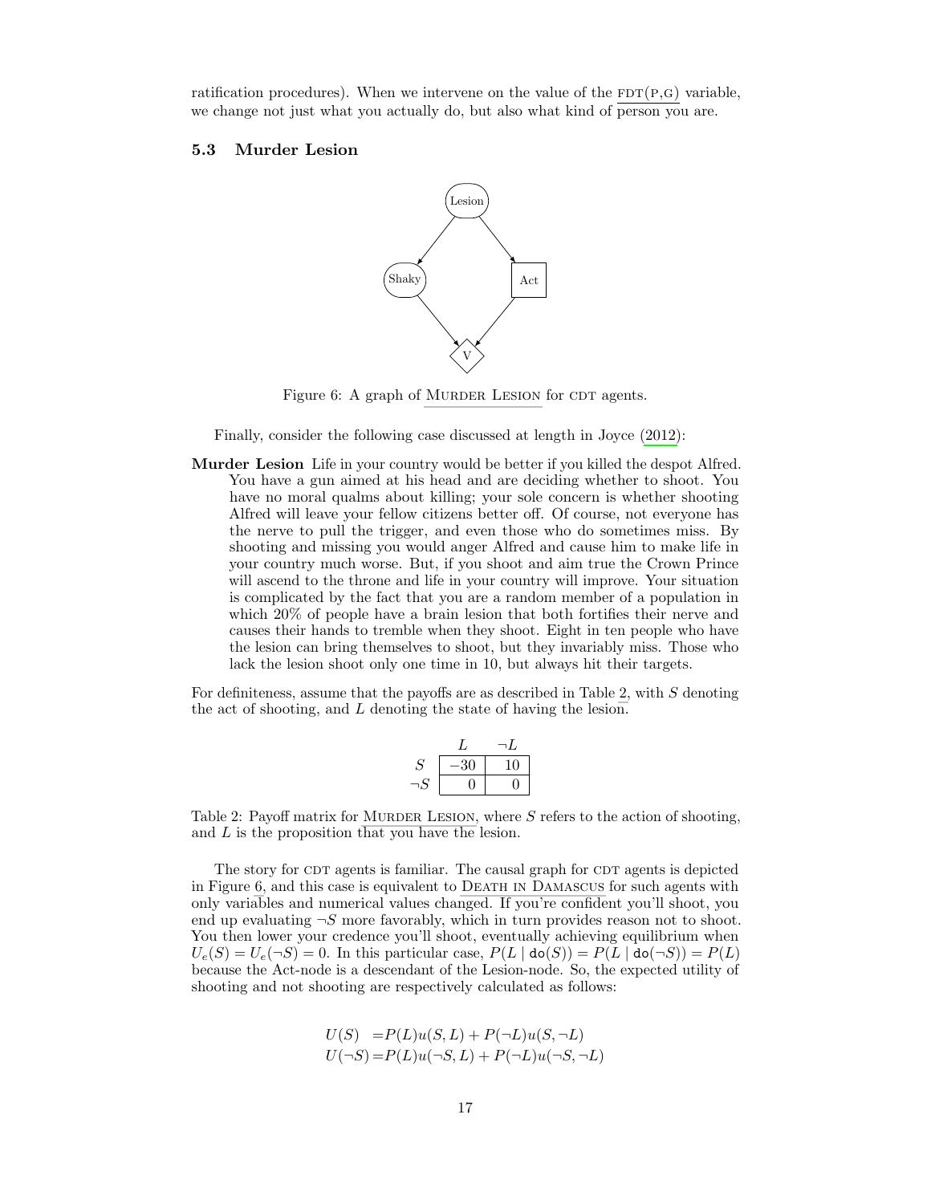ratification procedures). When we intervene on the value of the FDT(P,G) variable, we change not just what you actually do, but also what kind of person you are.

### 5.3 Murder Lesion

Figure 6: A graph of Murder Lesion for CDT agents.

Finally, consider the following case discussed at length in Joyce (2012):

**Murder Lesion** Life in your country would be better if you killed the despot Alfred. You have a gun aimed at his head and are deciding whether to shoot. You have no moral qualms about killing; your sole concern is whether shooting Alfred will leave your fellow citizens better off. Of course, not everyone has the nerve to pull the trigger, and even those who do sometimes miss. By shooting and missing you would anger Alfred and cause him to make life in your country much worse. But, if you shoot and aim true the Crown Prince will ascend to the throne and life in your country will improve. Your situation is complicated by the fact that you are a random member of a population in which 20% of people have a brain lesion that both fortifies their nerve and causes their hands to tremble when they shoot. Eight in ten people who have the lesion can bring themselves to shoot, but they invariably miss. Those who lack the lesion shoot only one time in 10, but always hit their targets.

For definiteness, assume that the payoffs are as described in Table 2, with $S$ denoting the act of shooting, and $L$ denoting the state of having the lesion.

| | $L$ | $\neg L$ |
|---|---|---|
| $S$ | $-30$ | $10$ |
| $\neg S$ | $0$ | $0$ |

Table 2: Payoff matrix for Murder Lesion, where $S$ refers to the action of shooting, and $L$ is the proposition that you have the lesion.

The story for CDT agents is familiar. The causal graph for CDT agents is depicted in Figure 6, and this case is equivalent to Death in Damascus for such agents with only variables and numerical values changed. If you're confident you'll shoot, you end up evaluating $\neg S$ more favorably, which in turn provides reason not to shoot. You then lower your credence you'll shoot, eventually achieving equilibrium when $U_e(S) = U_e(\neg S) = 0$. In this particular case, $P(L \mid \mathtt{do}(S)) = P(L \mid \mathtt{do}(\neg S)) = P(L)$ because the Act-node is a descendant of the Lesion-node. So, the expected utility of shooting and not shooting are respectively calculated as follows:

$$U(S) = P(L)u(S, L) + P(\neg L)u(S, \neg L)$$
$$U(\neg S) = P(L)u(\neg S, L) + P(\neg L)u(\neg S, \neg L)$$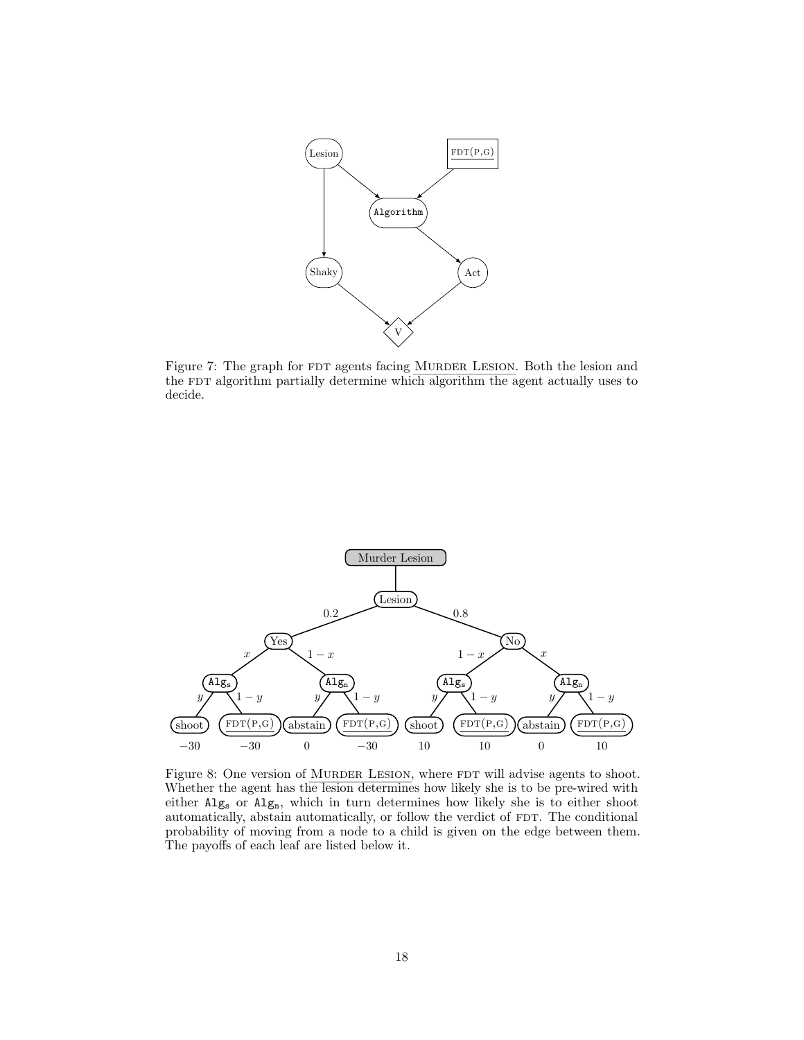Figure 7: The graph for FDT agents facing MURDER LESION. Both the lesion and the FDT algorithm partially determine which algorithm the agent actually uses to decide.

Figure 8: One version of MURDER LESION, where FDT will advise agents to shoot. Whether the agent has the lesion determines how likely she is to be pre-wired with either $\texttt{Alg}_\texttt{s}$ or $\texttt{Alg}_\texttt{n}$, which in turn determines how likely she is to either shoot automatically, abstain automatically, or follow the verdict of FDT. The conditional probability of moving from a node to a child is given on the edge between them. The payoffs of each leaf are listed below it.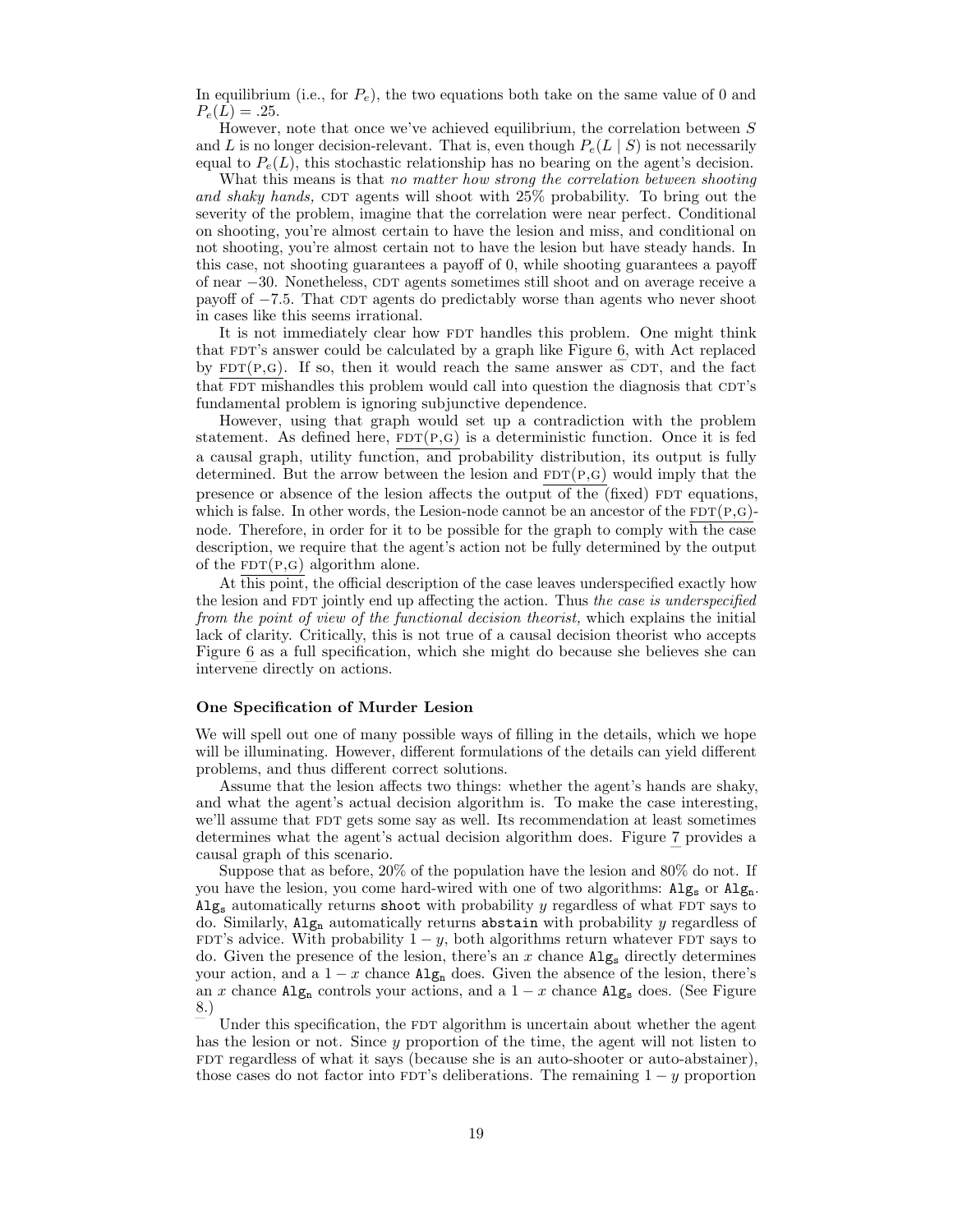In equilibrium (i.e., for $P_e$), the two equations both take on the same value of 0 and $P_e(L) = .25$.

However, note that once we've achieved equilibrium, the correlation between $S$ and $L$ is no longer decision-relevant. That is, even though $P_e(L \mid S)$ is not necessarily equal to $P_e(L)$, this stochastic relationship has no bearing on the agent's decision.

What this means is that *no matter how strong the correlation between shooting and shaky hands,* CDT agents will shoot with 25% probability. To bring out the severity of the problem, imagine that the correlation were near perfect. Conditional on shooting, you're almost certain to have the lesion and miss, and conditional on not shooting, you're almost certain not to have the lesion but have steady hands. In this case, not shooting guarantees a payoff of 0, while shooting guarantees a payoff of near $-30$. Nonetheless, CDT agents sometimes still shoot and on average receive a payoff of $-7.5$. That CDT agents do predictably worse than agents who never shoot in cases like this seems irrational.

It is not immediately clear how FDT handles this problem. One might think that FDT's answer could be calculated by a graph like Figure 6, with Act replaced by $\overline{\text{FDT(P,G)}}$. If so, then it would reach the same answer as CDT, and the fact that FDT mishandles this problem would call into question the diagnosis that CDT's fundamental problem is ignoring subjunctive dependence.

However, using that graph would set up a contradiction with the problem statement. As defined here, $\overline{\text{FDT(P,G)}}$ is a deterministic function. Once it is fed a causal graph, utility function, and probability distribution, its output is fully determined. But the arrow between the lesion and $\overline{\text{FDT(P,G)}}$ would imply that the presence or absence of the lesion affects the output of the (fixed) FDT equations, which is false. In other words, the Lesion-node cannot be an ancestor of the $\overline{\text{FDT(P,G)}}$-node. Therefore, in order for it to be possible for the graph to comply with the case description, we require that the agent's action not be fully determined by the output of the $\overline{\text{FDT(P,G)}}$ algorithm alone.

At this point, the official description of the case leaves underspecified exactly how the lesion and FDT jointly end up affecting the action. Thus *the case is underspecified from the point of view of the functional decision theorist,* which explains the initial lack of clarity. Critically, this is not true of a causal decision theorist who accepts Figure 6 as a full specification, which she might do because she believes she can intervene directly on actions.

### One Specification of Murder Lesion

We will spell out one of many possible ways of filling in the details, which we hope will be illuminating. However, different formulations of the details can yield different problems, and thus different correct solutions.

Assume that the lesion affects two things: whether the agent's hands are shaky, and what the agent's actual decision algorithm is. To make the case interesting, we'll assume that FDT gets some say as well. Its recommendation at least sometimes determines what the agent's actual decision algorithm does. Figure 7 provides a causal graph of this scenario.

Suppose that as before, 20% of the population have the lesion and 80% do not. If you have the lesion, you come hard-wired with one of two algorithms: $\texttt{Alg}_\texttt{s}$ or $\texttt{Alg}_\texttt{n}$. $\texttt{Alg}_\texttt{s}$ automatically returns `shoot` with probability $y$ regardless of what FDT says to do. Similarly, $\texttt{Alg}_\texttt{n}$ automatically returns `abstain` with probability $y$ regardless of FDT's advice. With probability $1 - y$, both algorithms return whatever FDT says to do. Given the presence of the lesion, there's an $x$ chance $\texttt{Alg}_\texttt{s}$ directly determines your action, and a $1 - x$ chance $\texttt{Alg}_\texttt{n}$ does. Given the absence of the lesion, there's an $x$ chance $\texttt{Alg}_\texttt{n}$ controls your actions, and a $1 - x$ chance $\texttt{Alg}_\texttt{s}$ does. (See Figure 8.)

Under this specification, the FDT algorithm is uncertain about whether the agent has the lesion or not. Since $y$ proportion of the time, the agent will not listen to FDT regardless of what it says (because she is an auto-shooter or auto-abstainer), those cases do not factor into FDT's deliberations. The remaining $1 - y$ proportion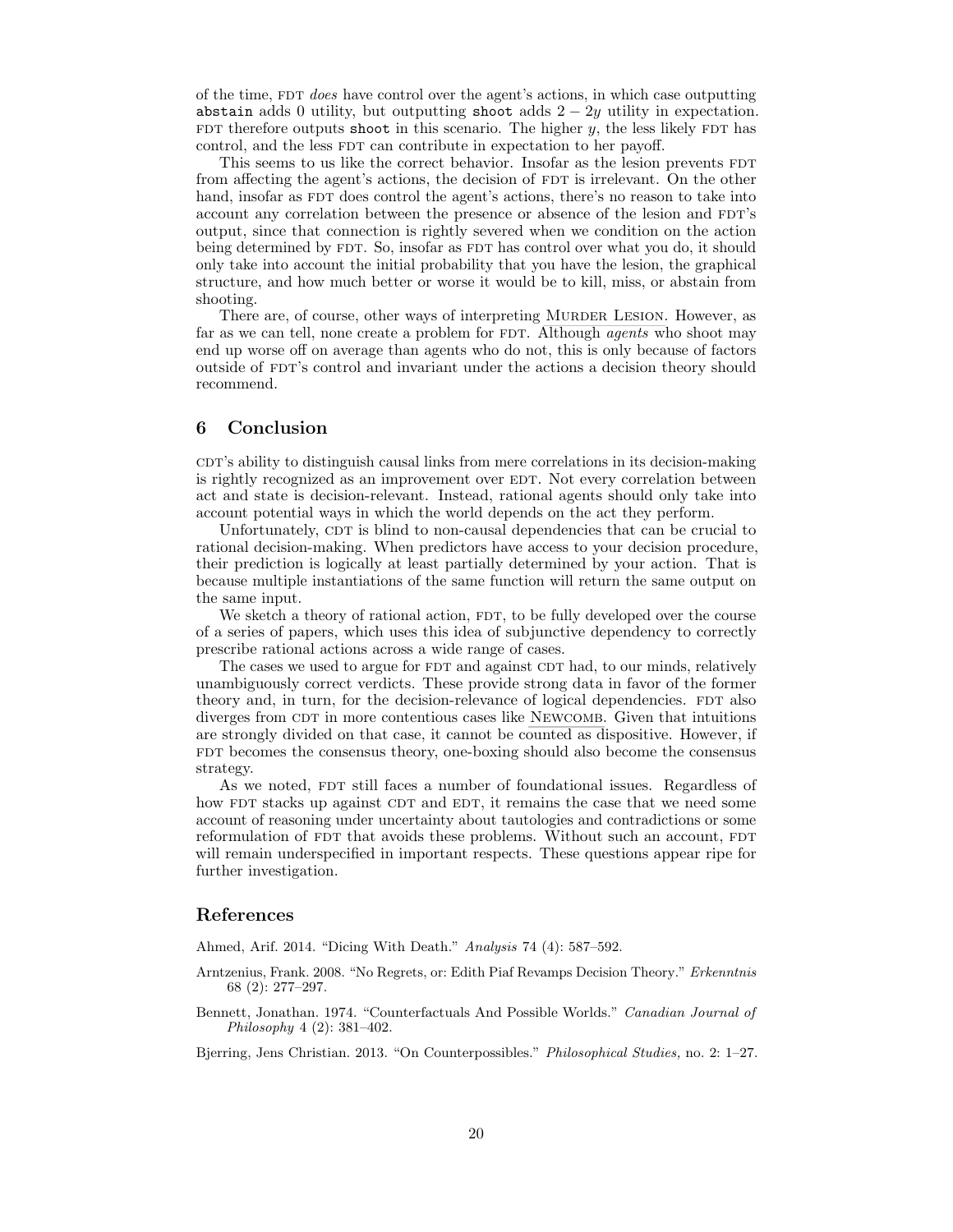of the time, FDT *does* have control over the agent's actions, in which case outputting `abstain` adds 0 utility, but outputting `shoot` adds $2 - 2y$ utility in expectation. FDT therefore outputs `shoot` in this scenario. The higher $y$, the less likely FDT has control, and the less FDT can contribute in expectation to her payoff.

This seems to us like the correct behavior. Insofar as the lesion prevents FDT from affecting the agent's actions, the decision of FDT is irrelevant. On the other hand, insofar as FDT does control the agent's actions, there's no reason to take into account any correlation between the presence or absence of the lesion and FDT's output, since that connection is rightly severed when we condition on the action being determined by FDT. So, insofar as FDT has control over what you do, it should only take into account the initial probability that you have the lesion, the graphical structure, and how much better or worse it would be to kill, miss, or abstain from shooting.

There are, of course, other ways of interpreting MURDER LESION. However, as far as we can tell, none create a problem for FDT. Although *agents* who shoot may end up worse off on average than agents who do not, this is only because of factors outside of FDT's control and invariant under the actions a decision theory should recommend.

## 6 Conclusion

CDT's ability to distinguish causal links from mere correlations in its decision-making is rightly recognized as an improvement over EDT. Not every correlation between act and state is decision-relevant. Instead, rational agents should only take into account potential ways in which the world depends on the act they perform.

Unfortunately, CDT is blind to non-causal dependencies that can be crucial to rational decision-making. When predictors have access to your decision procedure, their prediction is logically at least partially determined by your action. That is because multiple instantiations of the same function will return the same output on the same input.

We sketch a theory of rational action, FDT, to be fully developed over the course of a series of papers, which uses this idea of subjunctive dependency to correctly prescribe rational actions across a wide range of cases.

The cases we used to argue for FDT and against CDT had, to our minds, relatively unambiguously correct verdicts. These provide strong data in favor of the former theory and, in turn, for the decision-relevance of logical dependencies. FDT also diverges from CDT in more contentious cases like NEWCOMB. Given that intuitions are strongly divided on that case, it cannot be counted as dispositive. However, if FDT becomes the consensus theory, one-boxing should also become the consensus strategy.

As we noted, FDT still faces a number of foundational issues. Regardless of how FDT stacks up against CDT and EDT, it remains the case that we need some account of reasoning under uncertainty about tautologies and contradictions or some reformulation of FDT that avoids these problems. Without such an account, FDT will remain underspecified in important respects. These questions appear ripe for further investigation.

## References

Ahmed, Arif. 2014. "Dicing With Death." *Analysis* 74 (4): 587–592.

Arntzenius, Frank. 2008. "No Regrets, or: Edith Piaf Revamps Decision Theory." *Erkenntnis* 68 (2): 277–297.

Bennett, Jonathan. 1974. "Counterfactuals And Possible Worlds." *Canadian Journal of Philosophy* 4 (2): 381–402.

Bjerring, Jens Christian. 2013. "On Counterpossibles." *Philosophical Studies,* no. 2: 1–27.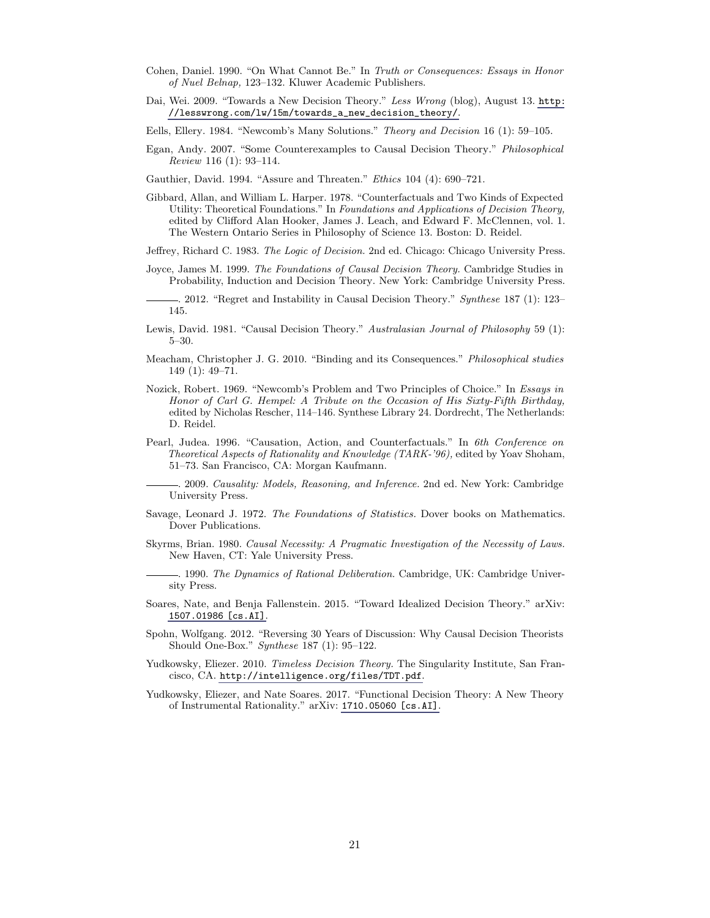Cohen, Daniel. 1990. "On What Cannot Be." In *Truth or Consequences: Essays in Honor of Nuel Belnap,* 123–132. Kluwer Academic Publishers.

Dai, Wei. 2009. "Towards a New Decision Theory." *Less Wrong* (blog), August 13. http://lesswrong.com/lw/15m/towards_a_new_decision_theory/.

Eells, Ellery. 1984. "Newcomb's Many Solutions." *Theory and Decision* 16 (1): 59–105.

Egan, Andy. 2007. "Some Counterexamples to Causal Decision Theory." *Philosophical Review* 116 (1): 93–114.

Gauthier, David. 1994. "Assure and Threaten." *Ethics* 104 (4): 690–721.

Gibbard, Allan, and William L. Harper. 1978. "Counterfactuals and Two Kinds of Expected Utility: Theoretical Foundations." In *Foundations and Applications of Decision Theory,* edited by Clifford Alan Hooker, James J. Leach, and Edward F. McClennen, vol. 1. The Western Ontario Series in Philosophy of Science 13. Boston: D. Reidel.

Jeffrey, Richard C. 1983. *The Logic of Decision.* 2nd ed. Chicago: Chicago University Press.

Joyce, James M. 1999. *The Foundations of Causal Decision Theory.* Cambridge Studies in Probability, Induction and Decision Theory. New York: Cambridge University Press.

———. 2012. "Regret and Instability in Causal Decision Theory." *Synthese* 187 (1): 123–145.

Lewis, David. 1981. "Causal Decision Theory." *Australasian Journal of Philosophy* 59 (1): 5–30.

Meacham, Christopher J. G. 2010. "Binding and its Consequences." *Philosophical studies* 149 (1): 49–71.

Nozick, Robert. 1969. "Newcomb's Problem and Two Principles of Choice." In *Essays in Honor of Carl G. Hempel: A Tribute on the Occasion of His Sixty-Fifth Birthday,* edited by Nicholas Rescher, 114–146. Synthese Library 24. Dordrecht, The Netherlands: D. Reidel.

Pearl, Judea. 1996. "Causation, Action, and Counterfactuals." In *6th Conference on Theoretical Aspects of Rationality and Knowledge (TARK-'96),* edited by Yoav Shoham, 51–73. San Francisco, CA: Morgan Kaufmann.

———. 2009. *Causality: Models, Reasoning, and Inference.* 2nd ed. New York: Cambridge University Press.

Savage, Leonard J. 1972. *The Foundations of Statistics.* Dover books on Mathematics. Dover Publications.

Skyrms, Brian. 1980. *Causal Necessity: A Pragmatic Investigation of the Necessity of Laws.* New Haven, CT: Yale University Press.

———. 1990. *The Dynamics of Rational Deliberation.* Cambridge, UK: Cambridge University Press.

Soares, Nate, and Benja Fallenstein. 2015. "Toward Idealized Decision Theory." arXiv: 1507.01986 [cs.AI].

Spohn, Wolfgang. 2012. "Reversing 30 Years of Discussion: Why Causal Decision Theorists Should One-Box." *Synthese* 187 (1): 95–122.

Yudkowsky, Eliezer. 2010. *Timeless Decision Theory.* The Singularity Institute, San Francisco, CA. http://intelligence.org/files/TDT.pdf.

Yudkowsky, Eliezer, and Nate Soares. 2017. "Functional Decision Theory: A New Theory of Instrumental Rationality." arXiv: 1710.05060 [cs.AI].